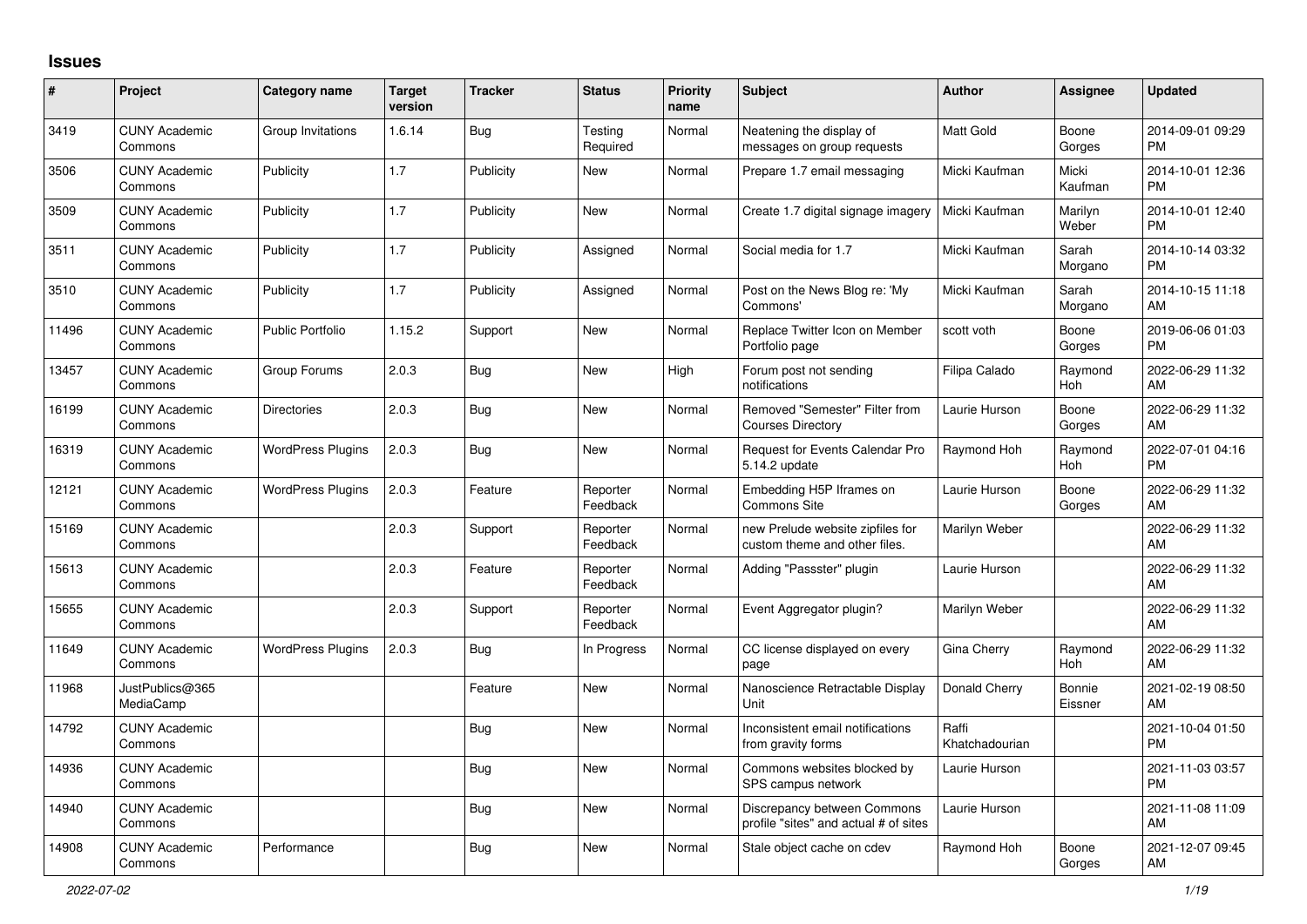# Issues

| # | Project | Category name | Target version | Tracker | Status | Priority name | Subject | Author | Assignee | Updated |
|---|---|---|---|---|---|---|---|---|---|---|
| 3419 | CUNY Academic Commons | Group Invitations | 1.6.14 | Bug | Testing Required | Normal | Neatening the display of messages on group requests | Matt Gold | Boone Gorges | 2014-09-01 09:29 PM |
| 3506 | CUNY Academic Commons | Publicity | 1.7 | Publicity | New | Normal | Prepare 1.7 email messaging | Micki Kaufman | Micki Kaufman | 2014-10-01 12:36 PM |
| 3509 | CUNY Academic Commons | Publicity | 1.7 | Publicity | New | Normal | Create 1.7 digital signage imagery | Micki Kaufman | Marilyn Weber | 2014-10-01 12:40 PM |
| 3511 | CUNY Academic Commons | Publicity | 1.7 | Publicity | Assigned | Normal | Social media for 1.7 | Micki Kaufman | Sarah Morgano | 2014-10-14 03:32 PM |
| 3510 | CUNY Academic Commons | Publicity | 1.7 | Publicity | Assigned | Normal | Post on the News Blog re: 'My Commons' | Micki Kaufman | Sarah Morgano | 2014-10-15 11:18 AM |
| 11496 | CUNY Academic Commons | Public Portfolio | 1.15.2 | Support | New | Normal | Replace Twitter Icon on Member Portfolio page | scott voth | Boone Gorges | 2019-06-06 01:03 PM |
| 13457 | CUNY Academic Commons | Group Forums | 2.0.3 | Bug | New | High | Forum post not sending notifications | Filipa Calado | Raymond Hoh | 2022-06-29 11:32 AM |
| 16199 | CUNY Academic Commons | Directories | 2.0.3 | Bug | New | Normal | Removed "Semester" Filter from Courses Directory | Laurie Hurson | Boone Gorges | 2022-06-29 11:32 AM |
| 16319 | CUNY Academic Commons | WordPress Plugins | 2.0.3 | Bug | New | Normal | Request for Events Calendar Pro 5.14.2 update | Raymond Hoh | Raymond Hoh | 2022-07-01 04:16 PM |
| 12121 | CUNY Academic Commons | WordPress Plugins | 2.0.3 | Feature | Reporter Feedback | Normal | Embedding H5P Iframes on Commons Site | Laurie Hurson | Boone Gorges | 2022-06-29 11:32 AM |
| 15169 | CUNY Academic Commons | | 2.0.3 | Support | Reporter Feedback | Normal | new Prelude website zipfiles for custom theme and other files. | Marilyn Weber | | 2022-06-29 11:32 AM |
| 15613 | CUNY Academic Commons | | 2.0.3 | Feature | Reporter Feedback | Normal | Adding "Passster" plugin | Laurie Hurson | | 2022-06-29 11:32 AM |
| 15655 | CUNY Academic Commons | | 2.0.3 | Support | Reporter Feedback | Normal | Event Aggregator plugin? | Marilyn Weber | | 2022-06-29 11:32 AM |
| 11649 | CUNY Academic Commons | WordPress Plugins | 2.0.3 | Bug | In Progress | Normal | CC license displayed on every page | Gina Cherry | Raymond Hoh | 2022-06-29 11:32 AM |
| 11968 | JustPublics@365 MediaCamp | | | Feature | New | Normal | Nanoscience Retractable Display Unit | Donald Cherry | Bonnie Eissner | 2021-02-19 08:50 AM |
| 14792 | CUNY Academic Commons | | | Bug | New | Normal | Inconsistent email notifications from gravity forms | Raffi Khatchadourian | | 2021-10-04 01:50 PM |
| 14936 | CUNY Academic Commons | | | Bug | New | Normal | Commons websites blocked by SPS campus network | Laurie Hurson | | 2021-11-03 03:57 PM |
| 14940 | CUNY Academic Commons | | | Bug | New | Normal | Discrepancy between Commons profile "sites" and actual # of sites | Laurie Hurson | | 2021-11-08 11:09 AM |
| 14908 | CUNY Academic Commons | Performance | | Bug | New | Normal | Stale object cache on cdev | Raymond Hoh | Boone Gorges | 2021-12-07 09:45 AM |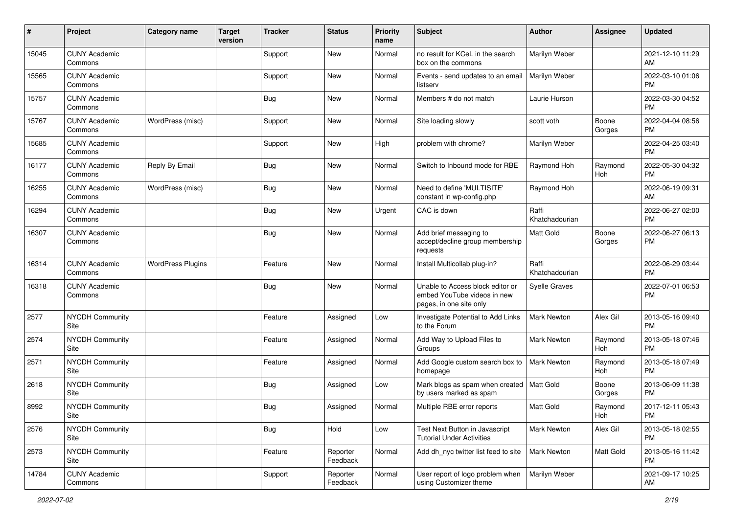| # | Project | Category name | Target version | Tracker | Status | Priority name | Subject | Author | Assignee | Updated |
|---|---|---|---|---|---|---|---|---|---|---|
| 15045 | CUNY Academic Commons | | | Support | New | Normal | no result for KCeL in the search box on the commons | Marilyn Weber | | 2021-12-10 11:29 AM |
| 15565 | CUNY Academic Commons | | | Support | New | Normal | Events - send updates to an email listserv | Marilyn Weber | | 2022-03-10 01:06 PM |
| 15757 | CUNY Academic Commons | | | Bug | New | Normal | Members # do not match | Laurie Hurson | | 2022-03-30 04:52 PM |
| 15767 | CUNY Academic Commons | WordPress (misc) | | Support | New | Normal | Site loading slowly | scott voth | Boone Gorges | 2022-04-04 08:56 PM |
| 15685 | CUNY Academic Commons | | | Support | New | High | problem with chrome? | Marilyn Weber | | 2022-04-25 03:40 PM |
| 16177 | CUNY Academic Commons | Reply By Email | | Bug | New | Normal | Switch to Inbound mode for RBE | Raymond Hoh | Raymond Hoh | 2022-05-30 04:32 PM |
| 16255 | CUNY Academic Commons | WordPress (misc) | | Bug | New | Normal | Need to define 'MULTISITE' constant in wp-config.php | Raymond Hoh | | 2022-06-19 09:31 AM |
| 16294 | CUNY Academic Commons | | | Bug | New | Urgent | CAC is down | Raffi Khatchadourian | | 2022-06-27 02:00 PM |
| 16307 | CUNY Academic Commons | | | Bug | New | Normal | Add brief messaging to accept/decline group membership requests | Matt Gold | Boone Gorges | 2022-06-27 06:13 PM |
| 16314 | CUNY Academic Commons | WordPress Plugins | | Feature | New | Normal | Install Multicollab plug-in? | Raffi Khatchadourian | | 2022-06-29 03:44 PM |
| 16318 | CUNY Academic Commons | | | Bug | New | Normal | Unable to Access block editor or embed YouTube videos in new pages, in one site only | Syelle Graves | | 2022-07-01 06:53 PM |
| 2577 | NYCDH Community Site | | | Feature | Assigned | Low | Investigate Potential to Add Links to the Forum | Mark Newton | Alex Gil | 2013-05-16 09:40 PM |
| 2574 | NYCDH Community Site | | | Feature | Assigned | Normal | Add Way to Upload Files to Groups | Mark Newton | Raymond Hoh | 2013-05-18 07:46 PM |
| 2571 | NYCDH Community Site | | | Feature | Assigned | Normal | Add Google custom search box to homepage | Mark Newton | Raymond Hoh | 2013-05-18 07:49 PM |
| 2618 | NYCDH Community Site | | | Bug | Assigned | Low | Mark blogs as spam when created by users marked as spam | Matt Gold | Boone Gorges | 2013-06-09 11:38 PM |
| 8992 | NYCDH Community Site | | | Bug | Assigned | Normal | Multiple RBE error reports | Matt Gold | Raymond Hoh | 2017-12-11 05:43 PM |
| 2576 | NYCDH Community Site | | | Bug | Hold | Low | Test Next Button in Javascript Tutorial Under Activities | Mark Newton | Alex Gil | 2013-05-18 02:55 PM |
| 2573 | NYCDH Community Site | | | Feature | Reporter Feedback | Normal | Add dh_nyc twitter list feed to site | Mark Newton | Matt Gold | 2013-05-16 11:42 PM |
| 14784 | CUNY Academic Commons | | | Support | Reporter Feedback | Normal | User report of logo problem when using Customizer theme | Marilyn Weber | | 2021-09-17 10:25 AM |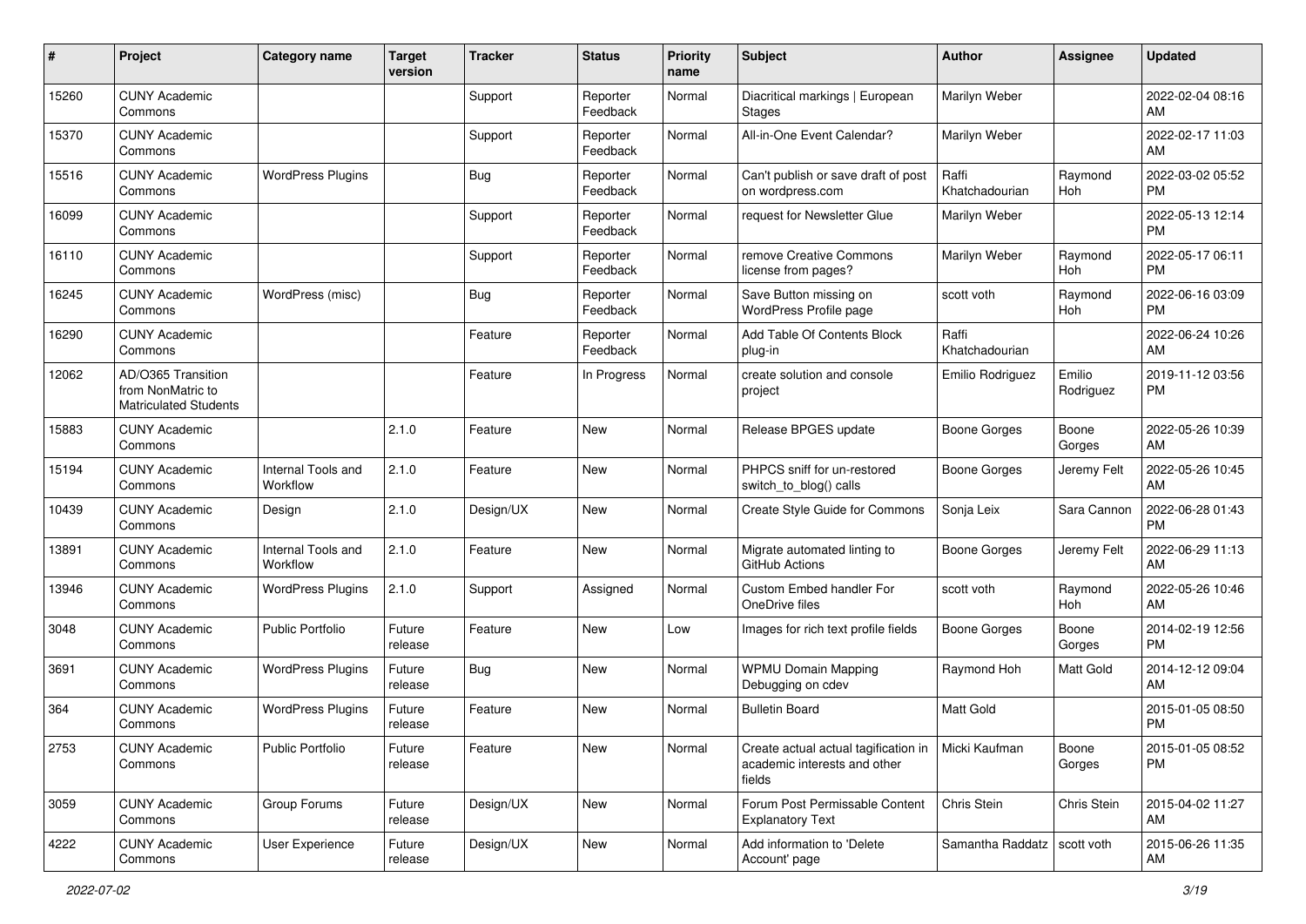| # | Project | Category name | Target version | Tracker | Status | Priority name | Subject | Author | Assignee | Updated |
|---|---|---|---|---|---|---|---|---|---|---|
| 15260 | CUNY Academic Commons | | | Support | Reporter Feedback | Normal | Diacritical markings \| European Stages | Marilyn Weber | | 2022-02-04 08:16 AM |
| 15370 | CUNY Academic Commons | | | Support | Reporter Feedback | Normal | All-in-One Event Calendar? | Marilyn Weber | | 2022-02-17 11:03 AM |
| 15516 | CUNY Academic Commons | WordPress Plugins | | Bug | Reporter Feedback | Normal | Can't publish or save draft of post on wordpress.com | Raffi Khatchadourian | Raymond Hoh | 2022-03-02 05:52 PM |
| 16099 | CUNY Academic Commons | | | Support | Reporter Feedback | Normal | request for Newsletter Glue | Marilyn Weber | | 2022-05-13 12:14 PM |
| 16110 | CUNY Academic Commons | | | Support | Reporter Feedback | Normal | remove Creative Commons license from pages? | Marilyn Weber | Raymond Hoh | 2022-05-17 06:11 PM |
| 16245 | CUNY Academic Commons | WordPress (misc) | | Bug | Reporter Feedback | Normal | Save Button missing on WordPress Profile page | scott voth | Raymond Hoh | 2022-06-16 03:09 PM |
| 16290 | CUNY Academic Commons | | | Feature | Reporter Feedback | Normal | Add Table Of Contents Block plug-in | Raffi Khatchadourian | | 2022-06-24 10:26 AM |
| 12062 | AD/O365 Transition from NonMatric to Matriculated Students | | | Feature | In Progress | Normal | create solution and console project | Emilio Rodriguez | Emilio Rodriguez | 2019-11-12 03:56 PM |
| 15883 | CUNY Academic Commons | | 2.1.0 | Feature | New | Normal | Release BPGES update | Boone Gorges | Boone Gorges | 2022-05-26 10:39 AM |
| 15194 | CUNY Academic Commons | Internal Tools and Workflow | 2.1.0 | Feature | New | Normal | PHPCS sniff for un-restored switch_to_blog() calls | Boone Gorges | Jeremy Felt | 2022-05-26 10:45 AM |
| 10439 | CUNY Academic Commons | Design | 2.1.0 | Design/UX | New | Normal | Create Style Guide for Commons | Sonja Leix | Sara Cannon | 2022-06-28 01:43 PM |
| 13891 | CUNY Academic Commons | Internal Tools and Workflow | 2.1.0 | Feature | New | Normal | Migrate automated linting to GitHub Actions | Boone Gorges | Jeremy Felt | 2022-06-29 11:13 AM |
| 13946 | CUNY Academic Commons | WordPress Plugins | 2.1.0 | Support | Assigned | Normal | Custom Embed handler For OneDrive files | scott voth | Raymond Hoh | 2022-05-26 10:46 AM |
| 3048 | CUNY Academic Commons | Public Portfolio | Future release | Feature | New | Low | Images for rich text profile fields | Boone Gorges | Boone Gorges | 2014-02-19 12:56 PM |
| 3691 | CUNY Academic Commons | WordPress Plugins | Future release | Bug | New | Normal | WPMU Domain Mapping Debugging on cdev | Raymond Hoh | Matt Gold | 2014-12-12 09:04 AM |
| 364 | CUNY Academic Commons | WordPress Plugins | Future release | Feature | New | Normal | Bulletin Board | Matt Gold | | 2015-01-05 08:50 PM |
| 2753 | CUNY Academic Commons | Public Portfolio | Future release | Feature | New | Normal | Create actual actual tagification in academic interests and other fields | Micki Kaufman | Boone Gorges | 2015-01-05 08:52 PM |
| 3059 | CUNY Academic Commons | Group Forums | Future release | Design/UX | New | Normal | Forum Post Permissable Content Explanatory Text | Chris Stein | Chris Stein | 2015-04-02 11:27 AM |
| 4222 | CUNY Academic Commons | User Experience | Future release | Design/UX | New | Normal | Add information to 'Delete Account' page | Samantha Raddatz | scott voth | 2015-06-26 11:35 AM |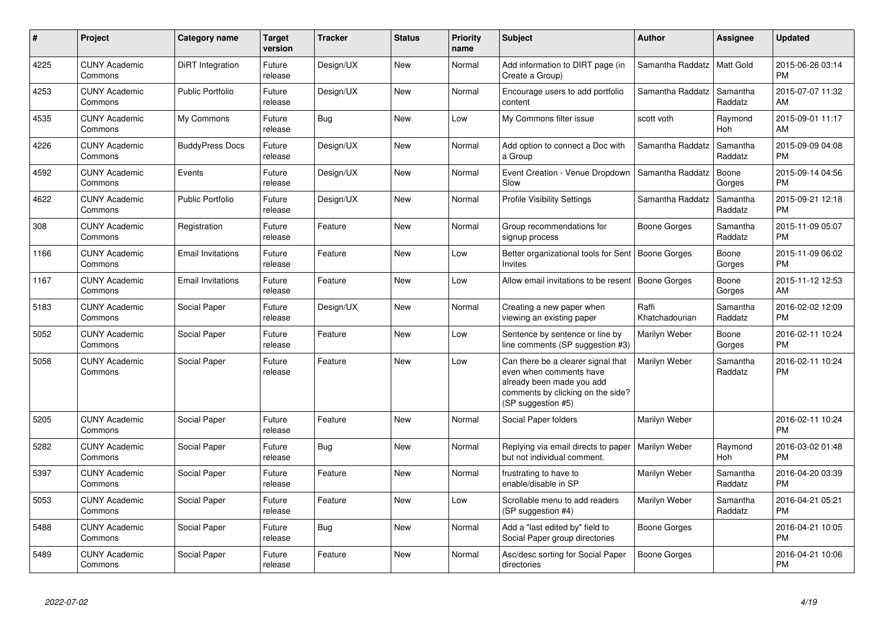| # | Project | Category name | Target version | Tracker | Status | Priority name | Subject | Author | Assignee | Updated |
|---|---|---|---|---|---|---|---|---|---|---|
| 4225 | CUNY Academic Commons | DiRT Integration | Future release | Design/UX | New | Normal | Add information to DIRT page (in Create a Group) | Samantha Raddatz | Matt Gold | 2015-06-26 03:14 PM |
| 4253 | CUNY Academic Commons | Public Portfolio | Future release | Design/UX | New | Normal | Encourage users to add portfolio content | Samantha Raddatz | Samantha Raddatz | 2015-07-07 11:32 AM |
| 4535 | CUNY Academic Commons | My Commons | Future release | Bug | New | Low | My Commons filter issue | scott voth | Raymond Hoh | 2015-09-01 11:17 AM |
| 4226 | CUNY Academic Commons | BuddyPress Docs | Future release | Design/UX | New | Normal | Add option to connect a Doc with a Group | Samantha Raddatz | Samantha Raddatz | 2015-09-09 04:08 PM |
| 4592 | CUNY Academic Commons | Events | Future release | Design/UX | New | Normal | Event Creation - Venue Dropdown Slow | Samantha Raddatz | Boone Gorges | 2015-09-14 04:56 PM |
| 4622 | CUNY Academic Commons | Public Portfolio | Future release | Design/UX | New | Normal | Profile Visibility Settings | Samantha Raddatz | Samantha Raddatz | 2015-09-21 12:18 PM |
| 308 | CUNY Academic Commons | Registration | Future release | Feature | New | Normal | Group recommendations for signup process | Boone Gorges | Samantha Raddatz | 2015-11-09 05:07 PM |
| 1166 | CUNY Academic Commons | Email Invitations | Future release | Feature | New | Low | Better organizational tools for Sent Invites | Boone Gorges | Boone Gorges | 2015-11-09 06:02 PM |
| 1167 | CUNY Academic Commons | Email Invitations | Future release | Feature | New | Low | Allow email invitations to be resent | Boone Gorges | Boone Gorges | 2015-11-12 12:53 AM |
| 5183 | CUNY Academic Commons | Social Paper | Future release | Design/UX | New | Normal | Creating a new paper when viewing an existing paper | Raffi Khatchadourian | Samantha Raddatz | 2016-02-02 12:09 PM |
| 5052 | CUNY Academic Commons | Social Paper | Future release | Feature | New | Low | Sentence by sentence or line by line comments (SP suggestion #3) | Marilyn Weber | Boone Gorges | 2016-02-11 10:24 PM |
| 5058 | CUNY Academic Commons | Social Paper | Future release | Feature | New | Low | Can there be a clearer signal that even when comments have already been made you add comments by clicking on the side? (SP suggestion #5) | Marilyn Weber | Samantha Raddatz | 2016-02-11 10:24 PM |
| 5205 | CUNY Academic Commons | Social Paper | Future release | Feature | New | Normal | Social Paper folders | Marilyn Weber | | 2016-02-11 10:24 PM |
| 5282 | CUNY Academic Commons | Social Paper | Future release | Bug | New | Normal | Replying via email directs to paper but not individual comment. | Marilyn Weber | Raymond Hoh | 2016-03-02 01:48 PM |
| 5397 | CUNY Academic Commons | Social Paper | Future release | Feature | New | Normal | frustrating to have to enable/disable in SP | Marilyn Weber | Samantha Raddatz | 2016-04-20 03:39 PM |
| 5053 | CUNY Academic Commons | Social Paper | Future release | Feature | New | Low | Scrollable menu to add readers (SP suggestion #4) | Marilyn Weber | Samantha Raddatz | 2016-04-21 05:21 PM |
| 5488 | CUNY Academic Commons | Social Paper | Future release | Bug | New | Normal | Add a "last edited by" field to Social Paper group directories | Boone Gorges | | 2016-04-21 10:05 PM |
| 5489 | CUNY Academic Commons | Social Paper | Future release | Feature | New | Normal | Asc/desc sorting for Social Paper directories | Boone Gorges | | 2016-04-21 10:06 PM |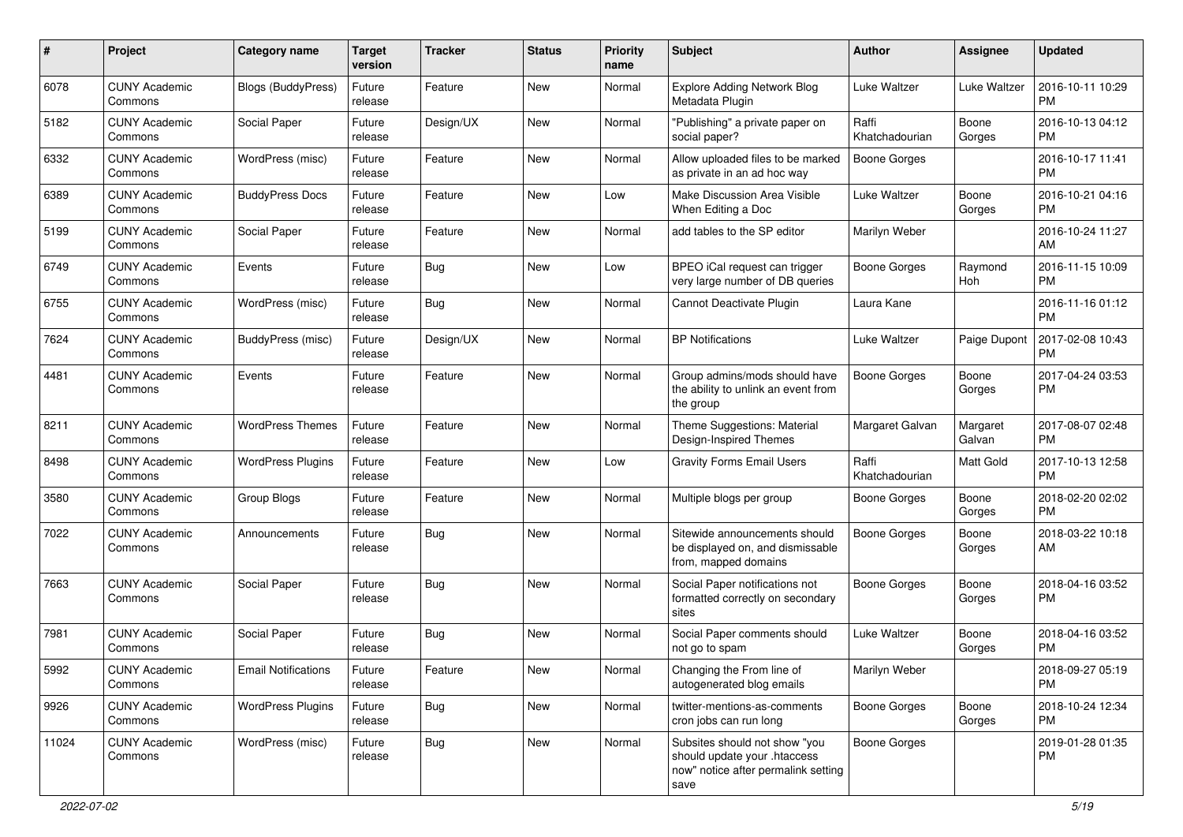| # | Project | Category name | Target version | Tracker | Status | Priority name | Subject | Author | Assignee | Updated |
|---|---|---|---|---|---|---|---|---|---|---|
| 6078 | CUNY Academic Commons | Blogs (BuddyPress) | Future release | Feature | New | Normal | Explore Adding Network Blog Metadata Plugin | Luke Waltzer | Luke Waltzer | 2016-10-11 10:29 PM |
| 5182 | CUNY Academic Commons | Social Paper | Future release | Design/UX | New | Normal | "Publishing" a private paper on social paper? | Raffi Khatchadourian | Boone Gorges | 2016-10-13 04:12 PM |
| 6332 | CUNY Academic Commons | WordPress (misc) | Future release | Feature | New | Normal | Allow uploaded files to be marked as private in an ad hoc way | Boone Gorges | | 2016-10-17 11:41 PM |
| 6389 | CUNY Academic Commons | BuddyPress Docs | Future release | Feature | New | Low | Make Discussion Area Visible When Editing a Doc | Luke Waltzer | Boone Gorges | 2016-10-21 04:16 PM |
| 5199 | CUNY Academic Commons | Social Paper | Future release | Feature | New | Normal | add tables to the SP editor | Marilyn Weber | | 2016-10-24 11:27 AM |
| 6749 | CUNY Academic Commons | Events | Future release | Bug | New | Low | BPEO iCal request can trigger very large number of DB queries | Boone Gorges | Raymond Hoh | 2016-11-15 10:09 PM |
| 6755 | CUNY Academic Commons | WordPress (misc) | Future release | Bug | New | Normal | Cannot Deactivate Plugin | Laura Kane | | 2016-11-16 01:12 PM |
| 7624 | CUNY Academic Commons | BuddyPress (misc) | Future release | Design/UX | New | Normal | BP Notifications | Luke Waltzer | Paige Dupont | 2017-02-08 10:43 PM |
| 4481 | CUNY Academic Commons | Events | Future release | Feature | New | Normal | Group admins/mods should have the ability to unlink an event from the group | Boone Gorges | Boone Gorges | 2017-04-24 03:53 PM |
| 8211 | CUNY Academic Commons | WordPress Themes | Future release | Feature | New | Normal | Theme Suggestions: Material Design-Inspired Themes | Margaret Galvan | Margaret Galvan | 2017-08-07 02:48 PM |
| 8498 | CUNY Academic Commons | WordPress Plugins | Future release | Feature | New | Low | Gravity Forms Email Users | Raffi Khatchadourian | Matt Gold | 2017-10-13 12:58 PM |
| 3580 | CUNY Academic Commons | Group Blogs | Future release | Feature | New | Normal | Multiple blogs per group | Boone Gorges | Boone Gorges | 2018-02-20 02:02 PM |
| 7022 | CUNY Academic Commons | Announcements | Future release | Bug | New | Normal | Sitewide announcements should be displayed on, and dismissable from, mapped domains | Boone Gorges | Boone Gorges | 2018-03-22 10:18 AM |
| 7663 | CUNY Academic Commons | Social Paper | Future release | Bug | New | Normal | Social Paper notifications not formatted correctly on secondary sites | Boone Gorges | Boone Gorges | 2018-04-16 03:52 PM |
| 7981 | CUNY Academic Commons | Social Paper | Future release | Bug | New | Normal | Social Paper comments should not go to spam | Luke Waltzer | Boone Gorges | 2018-04-16 03:52 PM |
| 5992 | CUNY Academic Commons | Email Notifications | Future release | Feature | New | Normal | Changing the From line of autogenerated blog emails | Marilyn Weber | | 2018-09-27 05:19 PM |
| 9926 | CUNY Academic Commons | WordPress Plugins | Future release | Bug | New | Normal | twitter-mentions-as-comments cron jobs can run long | Boone Gorges | Boone Gorges | 2018-10-24 12:34 PM |
| 11024 | CUNY Academic Commons | WordPress (misc) | Future release | Bug | New | Normal | Subsites should not show "you should update your .htaccess now" notice after permalink setting save | Boone Gorges | | 2019-01-28 01:35 PM |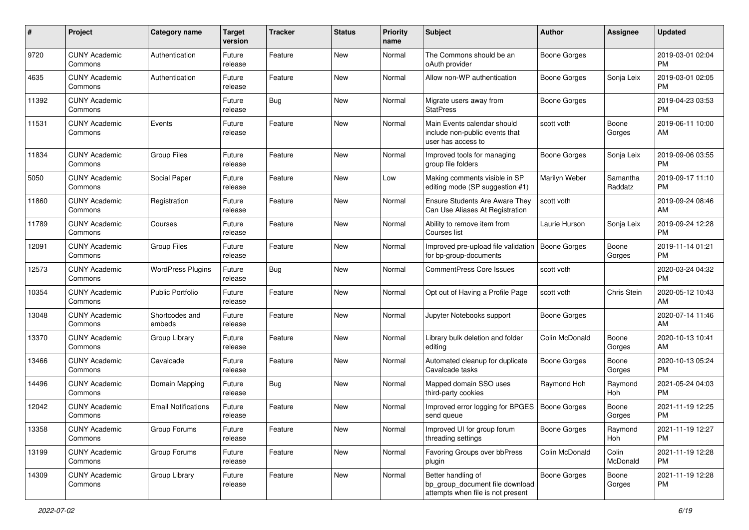| # | Project | Category name | Target version | Tracker | Status | Priority name | Subject | Author | Assignee | Updated |
|---|---|---|---|---|---|---|---|---|---|---|
| 9720 | CUNY Academic Commons | Authentication | Future release | Feature | New | Normal | The Commons should be an oAuth provider | Boone Gorges | | 2019-03-01 02:04 PM |
| 4635 | CUNY Academic Commons | Authentication | Future release | Feature | New | Normal | Allow non-WP authentication | Boone Gorges | Sonja Leix | 2019-03-01 02:05 PM |
| 11392 | CUNY Academic Commons | | Future release | Bug | New | Normal | Migrate users away from StatPress | Boone Gorges | | 2019-04-23 03:53 PM |
| 11531 | CUNY Academic Commons | Events | Future release | Feature | New | Normal | Main Events calendar should include non-public events that user has access to | scott voth | Boone Gorges | 2019-06-11 10:00 AM |
| 11834 | CUNY Academic Commons | Group Files | Future release | Feature | New | Normal | Improved tools for managing group file folders | Boone Gorges | Sonja Leix | 2019-09-06 03:55 PM |
| 5050 | CUNY Academic Commons | Social Paper | Future release | Feature | New | Low | Making comments visible in SP editing mode (SP suggestion #1) | Marilyn Weber | Samantha Raddatz | 2019-09-17 11:10 PM |
| 11860 | CUNY Academic Commons | Registration | Future release | Feature | New | Normal | Ensure Students Are Aware They Can Use Aliases At Registration | scott voth | | 2019-09-24 08:46 AM |
| 11789 | CUNY Academic Commons | Courses | Future release | Feature | New | Normal | Ability to remove item from Courses list | Laurie Hurson | Sonja Leix | 2019-09-24 12:28 PM |
| 12091 | CUNY Academic Commons | Group Files | Future release | Feature | New | Normal | Improved pre-upload file validation for bp-group-documents | Boone Gorges | Boone Gorges | 2019-11-14 01:21 PM |
| 12573 | CUNY Academic Commons | WordPress Plugins | Future release | Bug | New | Normal | CommentPress Core Issues | scott voth | | 2020-03-24 04:32 PM |
| 10354 | CUNY Academic Commons | Public Portfolio | Future release | Feature | New | Normal | Opt out of Having a Profile Page | scott voth | Chris Stein | 2020-05-12 10:43 AM |
| 13048 | CUNY Academic Commons | Shortcodes and embeds | Future release | Feature | New | Normal | Jupyter Notebooks support | Boone Gorges | | 2020-07-14 11:46 AM |
| 13370 | CUNY Academic Commons | Group Library | Future release | Feature | New | Normal | Library bulk deletion and folder editing | Colin McDonald | Boone Gorges | 2020-10-13 10:41 AM |
| 13466 | CUNY Academic Commons | Cavalcade | Future release | Feature | New | Normal | Automated cleanup for duplicate Cavalcade tasks | Boone Gorges | Boone Gorges | 2020-10-13 05:24 PM |
| 14496 | CUNY Academic Commons | Domain Mapping | Future release | Bug | New | Normal | Mapped domain SSO uses third-party cookies | Raymond Hoh | Raymond Hoh | 2021-05-24 04:03 PM |
| 12042 | CUNY Academic Commons | Email Notifications | Future release | Feature | New | Normal | Improved error logging for BPGES send queue | Boone Gorges | Boone Gorges | 2021-11-19 12:25 PM |
| 13358 | CUNY Academic Commons | Group Forums | Future release | Feature | New | Normal | Improved UI for group forum threading settings | Boone Gorges | Raymond Hoh | 2021-11-19 12:27 PM |
| 13199 | CUNY Academic Commons | Group Forums | Future release | Feature | New | Normal | Favoring Groups over bbPress plugin | Colin McDonald | Colin McDonald | 2021-11-19 12:28 PM |
| 14309 | CUNY Academic Commons | Group Library | Future release | Feature | New | Normal | Better handling of bp_group_document file download attempts when file is not present | Boone Gorges | Boone Gorges | 2021-11-19 12:28 PM |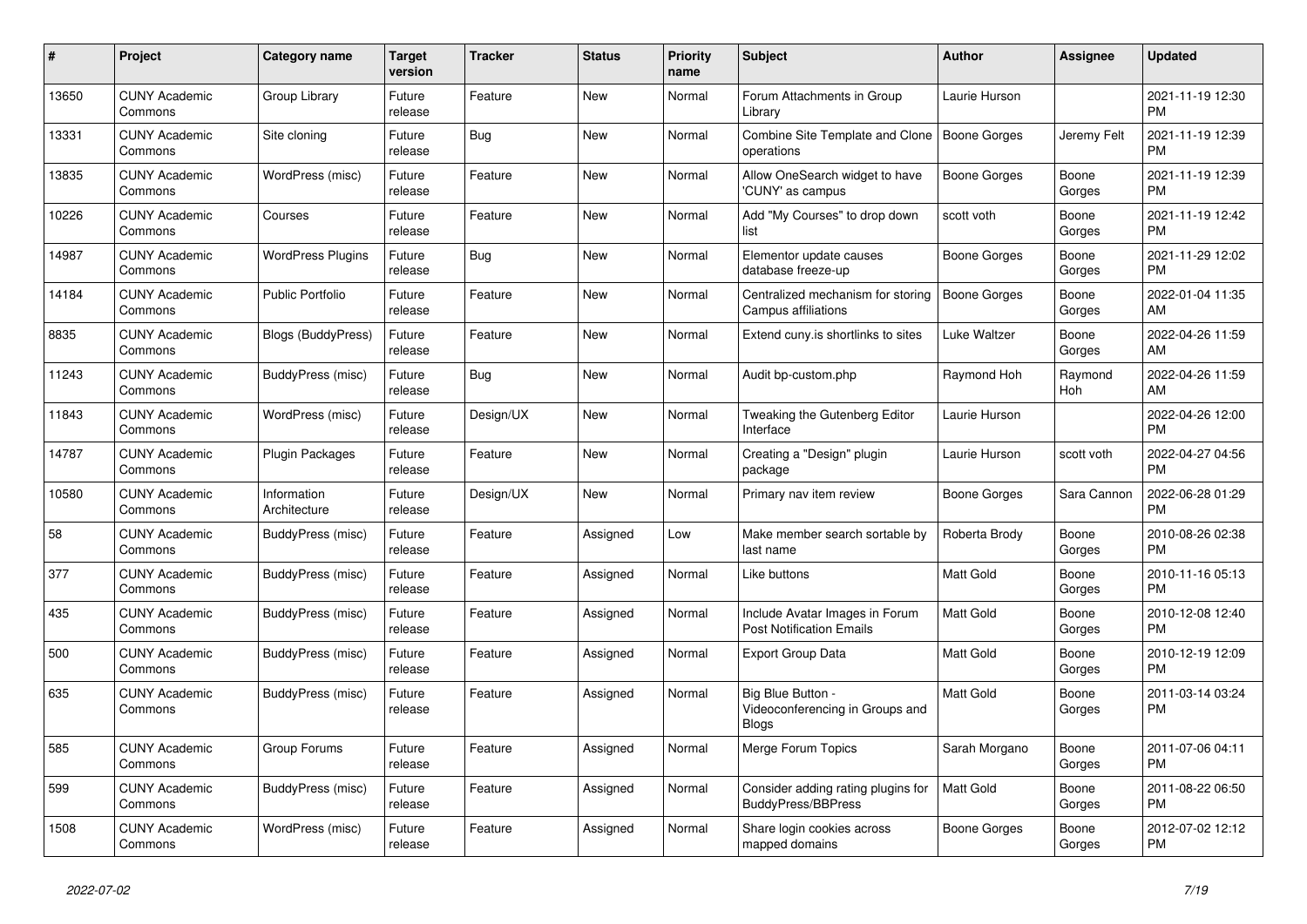| # | Project | Category name | Target version | Tracker | Status | Priority name | Subject | Author | Assignee | Updated |
|---|---|---|---|---|---|---|---|---|---|---|
| 13650 | CUNY Academic Commons | Group Library | Future release | Feature | New | Normal | Forum Attachments in Group Library | Laurie Hurson | | 2021-11-19 12:30 PM |
| 13331 | CUNY Academic Commons | Site cloning | Future release | Bug | New | Normal | Combine Site Template and Clone operations | Boone Gorges | Jeremy Felt | 2021-11-19 12:39 PM |
| 13835 | CUNY Academic Commons | WordPress (misc) | Future release | Feature | New | Normal | Allow OneSearch widget to have 'CUNY' as campus | Boone Gorges | Boone Gorges | 2021-11-19 12:39 PM |
| 10226 | CUNY Academic Commons | Courses | Future release | Feature | New | Normal | Add "My Courses" to drop down list | scott voth | Boone Gorges | 2021-11-19 12:42 PM |
| 14987 | CUNY Academic Commons | WordPress Plugins | Future release | Bug | New | Normal | Elementor update causes database freeze-up | Boone Gorges | Boone Gorges | 2021-11-29 12:02 PM |
| 14184 | CUNY Academic Commons | Public Portfolio | Future release | Feature | New | Normal | Centralized mechanism for storing Campus affiliations | Boone Gorges | Boone Gorges | 2022-01-04 11:35 AM |
| 8835 | CUNY Academic Commons | Blogs (BuddyPress) | Future release | Feature | New | Normal | Extend cuny.is shortlinks to sites | Luke Waltzer | Boone Gorges | 2022-04-26 11:59 AM |
| 11243 | CUNY Academic Commons | BuddyPress (misc) | Future release | Bug | New | Normal | Audit bp-custom.php | Raymond Hoh | Raymond Hoh | 2022-04-26 11:59 AM |
| 11843 | CUNY Academic Commons | WordPress (misc) | Future release | Design/UX | New | Normal | Tweaking the Gutenberg Editor Interface | Laurie Hurson | | 2022-04-26 12:00 PM |
| 14787 | CUNY Academic Commons | Plugin Packages | Future release | Feature | New | Normal | Creating a "Design" plugin package | Laurie Hurson | scott voth | 2022-04-27 04:56 PM |
| 10580 | CUNY Academic Commons | Information Architecture | Future release | Design/UX | New | Normal | Primary nav item review | Boone Gorges | Sara Cannon | 2022-06-28 01:29 PM |
| 58 | CUNY Academic Commons | BuddyPress (misc) | Future release | Feature | Assigned | Low | Make member search sortable by last name | Roberta Brody | Boone Gorges | 2010-08-26 02:38 PM |
| 377 | CUNY Academic Commons | BuddyPress (misc) | Future release | Feature | Assigned | Normal | Like buttons | Matt Gold | Boone Gorges | 2010-11-16 05:13 PM |
| 435 | CUNY Academic Commons | BuddyPress (misc) | Future release | Feature | Assigned | Normal | Include Avatar Images in Forum Post Notification Emails | Matt Gold | Boone Gorges | 2010-12-08 12:40 PM |
| 500 | CUNY Academic Commons | BuddyPress (misc) | Future release | Feature | Assigned | Normal | Export Group Data | Matt Gold | Boone Gorges | 2010-12-19 12:09 PM |
| 635 | CUNY Academic Commons | BuddyPress (misc) | Future release | Feature | Assigned | Normal | Big Blue Button - Videoconferencing in Groups and Blogs | Matt Gold | Boone Gorges | 2011-03-14 03:24 PM |
| 585 | CUNY Academic Commons | Group Forums | Future release | Feature | Assigned | Normal | Merge Forum Topics | Sarah Morgano | Boone Gorges | 2011-07-06 04:11 PM |
| 599 | CUNY Academic Commons | BuddyPress (misc) | Future release | Feature | Assigned | Normal | Consider adding rating plugins for BuddyPress/BBPress | Matt Gold | Boone Gorges | 2011-08-22 06:50 PM |
| 1508 | CUNY Academic Commons | WordPress (misc) | Future release | Feature | Assigned | Normal | Share login cookies across mapped domains | Boone Gorges | Boone Gorges | 2012-07-02 12:12 PM |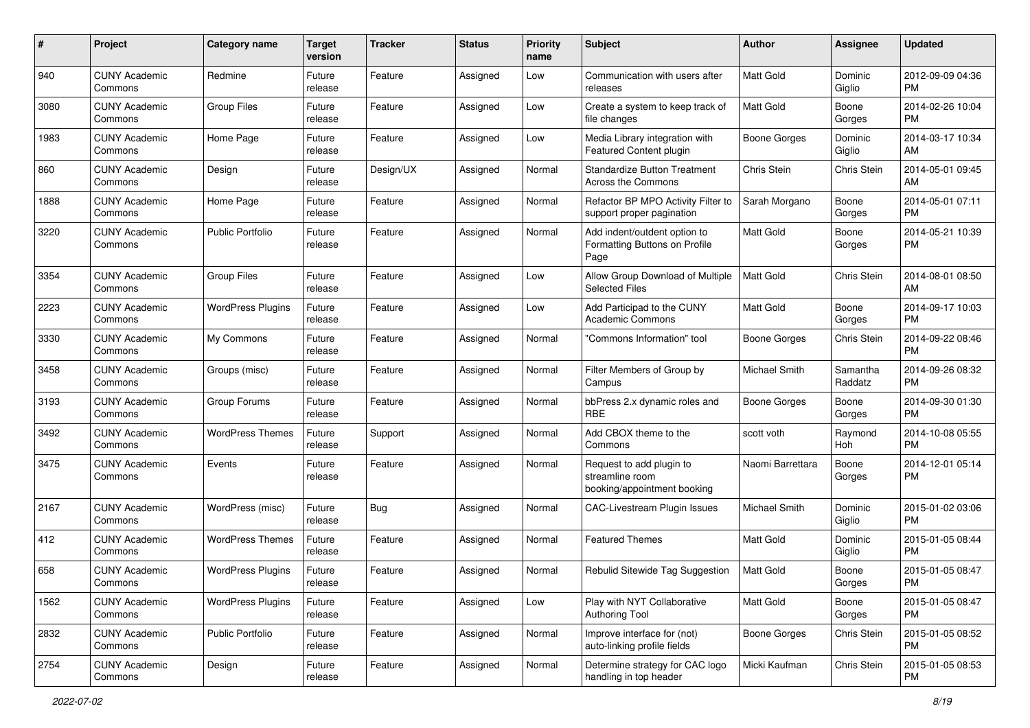| # | Project | Category name | Target version | Tracker | Status | Priority name | Subject | Author | Assignee | Updated |
|---|---|---|---|---|---|---|---|---|---|---|
| 940 | CUNY Academic Commons | Redmine | Future release | Feature | Assigned | Low | Communication with users after releases | Matt Gold | Dominic Giglio | 2012-09-09 04:36 PM |
| 3080 | CUNY Academic Commons | Group Files | Future release | Feature | Assigned | Low | Create a system to keep track of file changes | Matt Gold | Boone Gorges | 2014-02-26 10:04 PM |
| 1983 | CUNY Academic Commons | Home Page | Future release | Feature | Assigned | Low | Media Library integration with Featured Content plugin | Boone Gorges | Dominic Giglio | 2014-03-17 10:34 AM |
| 860 | CUNY Academic Commons | Design | Future release | Design/UX | Assigned | Normal | Standardize Button Treatment Across the Commons | Chris Stein | Chris Stein | 2014-05-01 09:45 AM |
| 1888 | CUNY Academic Commons | Home Page | Future release | Feature | Assigned | Normal | Refactor BP MPO Activity Filter to support proper pagination | Sarah Morgano | Boone Gorges | 2014-05-01 07:11 PM |
| 3220 | CUNY Academic Commons | Public Portfolio | Future release | Feature | Assigned | Normal | Add indent/outdent option to Formatting Buttons on Profile Page | Matt Gold | Boone Gorges | 2014-05-21 10:39 PM |
| 3354 | CUNY Academic Commons | Group Files | Future release | Feature | Assigned | Low | Allow Group Download of Multiple Selected Files | Matt Gold | Chris Stein | 2014-08-01 08:50 AM |
| 2223 | CUNY Academic Commons | WordPress Plugins | Future release | Feature | Assigned | Low | Add Participad to the CUNY Academic Commons | Matt Gold | Boone Gorges | 2014-09-17 10:03 PM |
| 3330 | CUNY Academic Commons | My Commons | Future release | Feature | Assigned | Normal | "Commons Information" tool | Boone Gorges | Chris Stein | 2014-09-22 08:46 PM |
| 3458 | CUNY Academic Commons | Groups (misc) | Future release | Feature | Assigned | Normal | Filter Members of Group by Campus | Michael Smith | Samantha Raddatz | 2014-09-26 08:32 PM |
| 3193 | CUNY Academic Commons | Group Forums | Future release | Feature | Assigned | Normal | bbPress 2.x dynamic roles and RBE | Boone Gorges | Boone Gorges | 2014-09-30 01:30 PM |
| 3492 | CUNY Academic Commons | WordPress Themes | Future release | Support | Assigned | Normal | Add CBOX theme to the Commons | scott voth | Raymond Hoh | 2014-10-08 05:55 PM |
| 3475 | CUNY Academic Commons | Events | Future release | Feature | Assigned | Normal | Request to add plugin to streamline room booking/appointment booking | Naomi Barrettara | Boone Gorges | 2014-12-01 05:14 PM |
| 2167 | CUNY Academic Commons | WordPress (misc) | Future release | Bug | Assigned | Normal | CAC-Livestream Plugin Issues | Michael Smith | Dominic Giglio | 2015-01-02 03:06 PM |
| 412 | CUNY Academic Commons | WordPress Themes | Future release | Feature | Assigned | Normal | Featured Themes | Matt Gold | Dominic Giglio | 2015-01-05 08:44 PM |
| 658 | CUNY Academic Commons | WordPress Plugins | Future release | Feature | Assigned | Normal | Rebulid Sitewide Tag Suggestion | Matt Gold | Boone Gorges | 2015-01-05 08:47 PM |
| 1562 | CUNY Academic Commons | WordPress Plugins | Future release | Feature | Assigned | Low | Play with NYT Collaborative Authoring Tool | Matt Gold | Boone Gorges | 2015-01-05 08:47 PM |
| 2832 | CUNY Academic Commons | Public Portfolio | Future release | Feature | Assigned | Normal | Improve interface for (not) auto-linking profile fields | Boone Gorges | Chris Stein | 2015-01-05 08:52 PM |
| 2754 | CUNY Academic Commons | Design | Future release | Feature | Assigned | Normal | Determine strategy for CAC logo handling in top header | Micki Kaufman | Chris Stein | 2015-01-05 08:53 PM |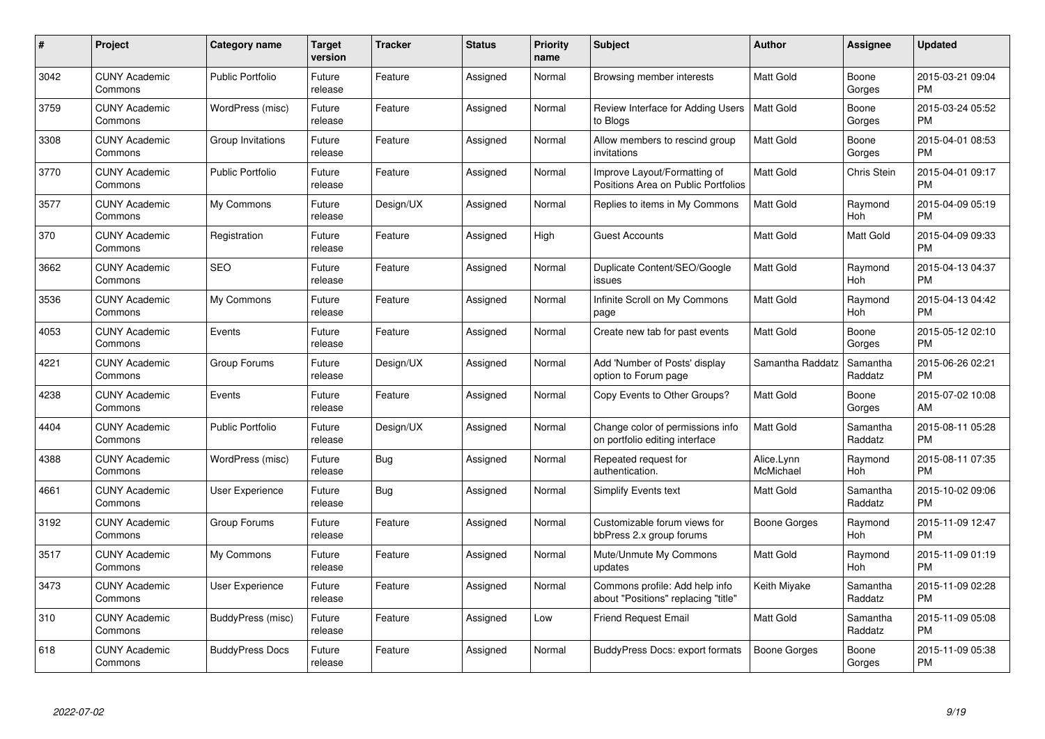| # | Project | Category name | Target version | Tracker | Status | Priority name | Subject | Author | Assignee | Updated |
|---|---|---|---|---|---|---|---|---|---|---|
| 3042 | CUNY Academic Commons | Public Portfolio | Future release | Feature | Assigned | Normal | Browsing member interests | Matt Gold | Boone Gorges | 2015-03-21 09:04 PM |
| 3759 | CUNY Academic Commons | WordPress (misc) | Future release | Feature | Assigned | Normal | Review Interface for Adding Users to Blogs | Matt Gold | Boone Gorges | 2015-03-24 05:52 PM |
| 3308 | CUNY Academic Commons | Group Invitations | Future release | Feature | Assigned | Normal | Allow members to rescind group invitations | Matt Gold | Boone Gorges | 2015-04-01 08:53 PM |
| 3770 | CUNY Academic Commons | Public Portfolio | Future release | Feature | Assigned | Normal | Improve Layout/Formatting of Positions Area on Public Portfolios | Matt Gold | Chris Stein | 2015-04-01 09:17 PM |
| 3577 | CUNY Academic Commons | My Commons | Future release | Design/UX | Assigned | Normal | Replies to items in My Commons | Matt Gold | Raymond Hoh | 2015-04-09 05:19 PM |
| 370 | CUNY Academic Commons | Registration | Future release | Feature | Assigned | High | Guest Accounts | Matt Gold | Matt Gold | 2015-04-09 09:33 PM |
| 3662 | CUNY Academic Commons | SEO | Future release | Feature | Assigned | Normal | Duplicate Content/SEO/Google issues | Matt Gold | Raymond Hoh | 2015-04-13 04:37 PM |
| 3536 | CUNY Academic Commons | My Commons | Future release | Feature | Assigned | Normal | Infinite Scroll on My Commons page | Matt Gold | Raymond Hoh | 2015-04-13 04:42 PM |
| 4053 | CUNY Academic Commons | Events | Future release | Feature | Assigned | Normal | Create new tab for past events | Matt Gold | Boone Gorges | 2015-05-12 02:10 PM |
| 4221 | CUNY Academic Commons | Group Forums | Future release | Design/UX | Assigned | Normal | Add 'Number of Posts' display option to Forum page | Samantha Raddatz | Samantha Raddatz | 2015-06-26 02:21 PM |
| 4238 | CUNY Academic Commons | Events | Future release | Feature | Assigned | Normal | Copy Events to Other Groups? | Matt Gold | Boone Gorges | 2015-07-02 10:08 AM |
| 4404 | CUNY Academic Commons | Public Portfolio | Future release | Design/UX | Assigned | Normal | Change color of permissions info on portfolio editing interface | Matt Gold | Samantha Raddatz | 2015-08-11 05:28 PM |
| 4388 | CUNY Academic Commons | WordPress (misc) | Future release | Bug | Assigned | Normal | Repeated request for authentication. | Alice.Lynn McMichael | Raymond Hoh | 2015-08-11 07:35 PM |
| 4661 | CUNY Academic Commons | User Experience | Future release | Bug | Assigned | Normal | Simplify Events text | Matt Gold | Samantha Raddatz | 2015-10-02 09:06 PM |
| 3192 | CUNY Academic Commons | Group Forums | Future release | Feature | Assigned | Normal | Customizable forum views for bbPress 2.x group forums | Boone Gorges | Raymond Hoh | 2015-11-09 12:47 PM |
| 3517 | CUNY Academic Commons | My Commons | Future release | Feature | Assigned | Normal | Mute/Unmute My Commons updates | Matt Gold | Raymond Hoh | 2015-11-09 01:19 PM |
| 3473 | CUNY Academic Commons | User Experience | Future release | Feature | Assigned | Normal | Commons profile: Add help info about "Positions" replacing "title" | Keith Miyake | Samantha Raddatz | 2015-11-09 02:28 PM |
| 310 | CUNY Academic Commons | BuddyPress (misc) | Future release | Feature | Assigned | Low | Friend Request Email | Matt Gold | Samantha Raddatz | 2015-11-09 05:08 PM |
| 618 | CUNY Academic Commons | BuddyPress Docs | Future release | Feature | Assigned | Normal | BuddyPress Docs: export formats | Boone Gorges | Boone Gorges | 2015-11-09 05:38 PM |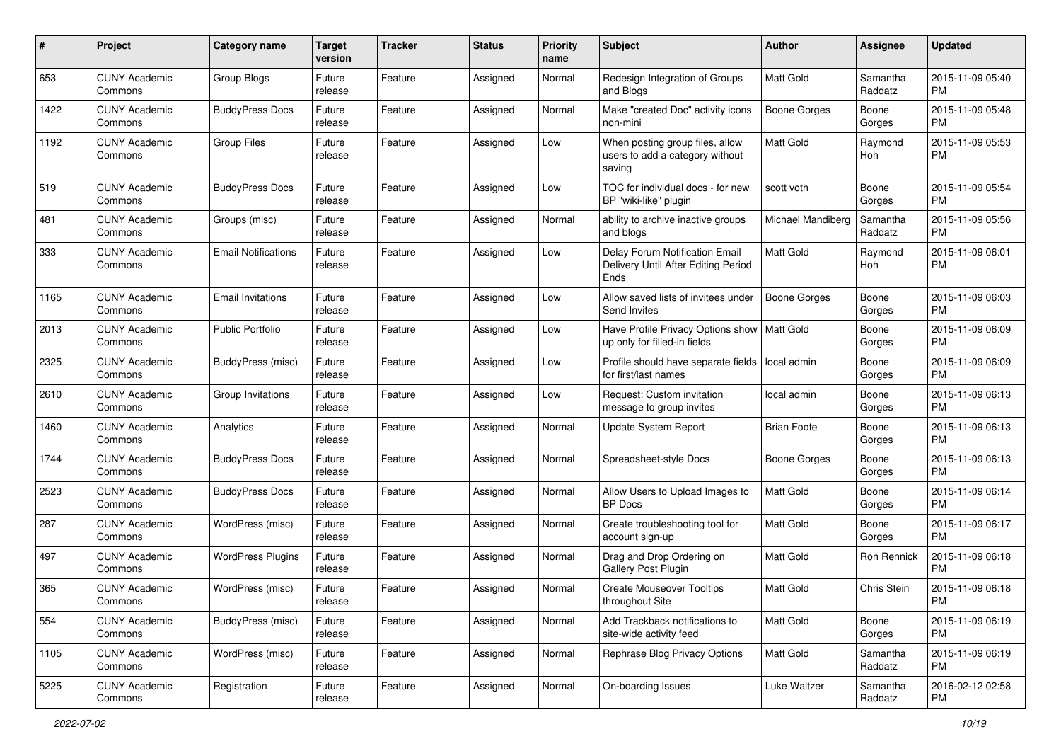| # | Project | Category name | Target version | Tracker | Status | Priority name | Subject | Author | Assignee | Updated |
|---|---|---|---|---|---|---|---|---|---|---|
| 653 | CUNY Academic Commons | Group Blogs | Future release | Feature | Assigned | Normal | Redesign Integration of Groups and Blogs | Matt Gold | Samantha Raddatz | 2015-11-09 05:40 PM |
| 1422 | CUNY Academic Commons | BuddyPress Docs | Future release | Feature | Assigned | Normal | Make "created Doc" activity icons non-mini | Boone Gorges | Boone Gorges | 2015-11-09 05:48 PM |
| 1192 | CUNY Academic Commons | Group Files | Future release | Feature | Assigned | Low | When posting group files, allow users to add a category without saving | Matt Gold | Raymond Hoh | 2015-11-09 05:53 PM |
| 519 | CUNY Academic Commons | BuddyPress Docs | Future release | Feature | Assigned | Low | TOC for individual docs - for new BP "wiki-like" plugin | scott voth | Boone Gorges | 2015-11-09 05:54 PM |
| 481 | CUNY Academic Commons | Groups (misc) | Future release | Feature | Assigned | Normal | ability to archive inactive groups and blogs | Michael Mandiberg | Samantha Raddatz | 2015-11-09 05:56 PM |
| 333 | CUNY Academic Commons | Email Notifications | Future release | Feature | Assigned | Low | Delay Forum Notification Email Delivery Until After Editing Period Ends | Matt Gold | Raymond Hoh | 2015-11-09 06:01 PM |
| 1165 | CUNY Academic Commons | Email Invitations | Future release | Feature | Assigned | Low | Allow saved lists of invitees under Send Invites | Boone Gorges | Boone Gorges | 2015-11-09 06:03 PM |
| 2013 | CUNY Academic Commons | Public Portfolio | Future release | Feature | Assigned | Low | Have Profile Privacy Options show up only for filled-in fields | Matt Gold | Boone Gorges | 2015-11-09 06:09 PM |
| 2325 | CUNY Academic Commons | BuddyPress (misc) | Future release | Feature | Assigned | Low | Profile should have separate fields for first/last names | local admin | Boone Gorges | 2015-11-09 06:09 PM |
| 2610 | CUNY Academic Commons | Group Invitations | Future release | Feature | Assigned | Low | Request: Custom invitation message to group invites | local admin | Boone Gorges | 2015-11-09 06:13 PM |
| 1460 | CUNY Academic Commons | Analytics | Future release | Feature | Assigned | Normal | Update System Report | Brian Foote | Boone Gorges | 2015-11-09 06:13 PM |
| 1744 | CUNY Academic Commons | BuddyPress Docs | Future release | Feature | Assigned | Normal | Spreadsheet-style Docs | Boone Gorges | Boone Gorges | 2015-11-09 06:13 PM |
| 2523 | CUNY Academic Commons | BuddyPress Docs | Future release | Feature | Assigned | Normal | Allow Users to Upload Images to BP Docs | Matt Gold | Boone Gorges | 2015-11-09 06:14 PM |
| 287 | CUNY Academic Commons | WordPress (misc) | Future release | Feature | Assigned | Normal | Create troubleshooting tool for account sign-up | Matt Gold | Boone Gorges | 2015-11-09 06:17 PM |
| 497 | CUNY Academic Commons | WordPress Plugins | Future release | Feature | Assigned | Normal | Drag and Drop Ordering on Gallery Post Plugin | Matt Gold | Ron Rennick | 2015-11-09 06:18 PM |
| 365 | CUNY Academic Commons | WordPress (misc) | Future release | Feature | Assigned | Normal | Create Mouseover Tooltips throughout Site | Matt Gold | Chris Stein | 2015-11-09 06:18 PM |
| 554 | CUNY Academic Commons | BuddyPress (misc) | Future release | Feature | Assigned | Normal | Add Trackback notifications to site-wide activity feed | Matt Gold | Boone Gorges | 2015-11-09 06:19 PM |
| 1105 | CUNY Academic Commons | WordPress (misc) | Future release | Feature | Assigned | Normal | Rephrase Blog Privacy Options | Matt Gold | Samantha Raddatz | 2015-11-09 06:19 PM |
| 5225 | CUNY Academic Commons | Registration | Future release | Feature | Assigned | Normal | On-boarding Issues | Luke Waltzer | Samantha Raddatz | 2016-02-12 02:58 PM |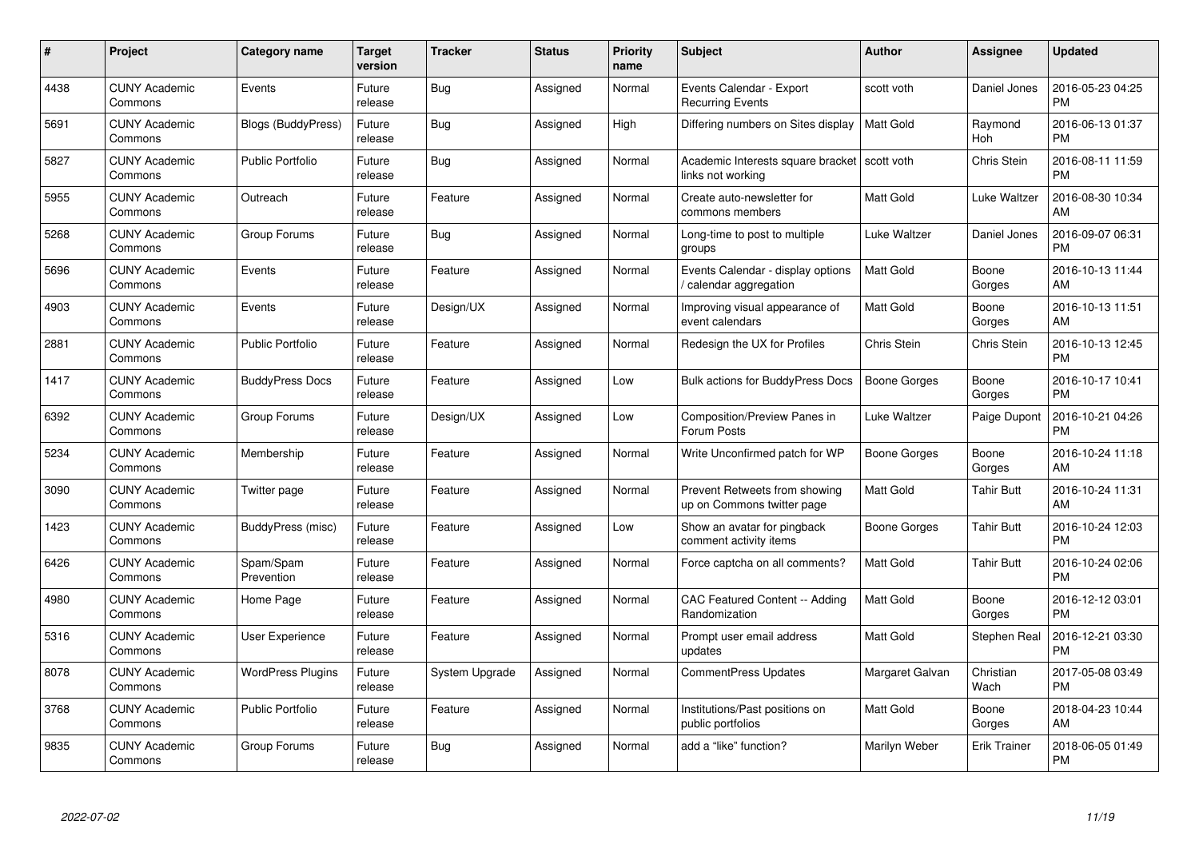| # | Project | Category name | Target version | Tracker | Status | Priority name | Subject | Author | Assignee | Updated |
|---|---|---|---|---|---|---|---|---|---|---|
| 4438 | CUNY Academic Commons | Events | Future release | Bug | Assigned | Normal | Events Calendar - Export Recurring Events | scott voth | Daniel Jones | 2016-05-23 04:25 PM |
| 5691 | CUNY Academic Commons | Blogs (BuddyPress) | Future release | Bug | Assigned | High | Differing numbers on Sites display | Matt Gold | Raymond Hoh | 2016-06-13 01:37 PM |
| 5827 | CUNY Academic Commons | Public Portfolio | Future release | Bug | Assigned | Normal | Academic Interests square bracket links not working | scott voth | Chris Stein | 2016-08-11 11:59 PM |
| 5955 | CUNY Academic Commons | Outreach | Future release | Feature | Assigned | Normal | Create auto-newsletter for commons members | Matt Gold | Luke Waltzer | 2016-08-30 10:34 AM |
| 5268 | CUNY Academic Commons | Group Forums | Future release | Bug | Assigned | Normal | Long-time to post to multiple groups | Luke Waltzer | Daniel Jones | 2016-09-07 06:31 PM |
| 5696 | CUNY Academic Commons | Events | Future release | Feature | Assigned | Normal | Events Calendar - display options / calendar aggregation | Matt Gold | Boone Gorges | 2016-10-13 11:44 AM |
| 4903 | CUNY Academic Commons | Events | Future release | Design/UX | Assigned | Normal | Improving visual appearance of event calendars | Matt Gold | Boone Gorges | 2016-10-13 11:51 AM |
| 2881 | CUNY Academic Commons | Public Portfolio | Future release | Feature | Assigned | Normal | Redesign the UX for Profiles | Chris Stein | Chris Stein | 2016-10-13 12:45 PM |
| 1417 | CUNY Academic Commons | BuddyPress Docs | Future release | Feature | Assigned | Low | Bulk actions for BuddyPress Docs | Boone Gorges | Boone Gorges | 2016-10-17 10:41 PM |
| 6392 | CUNY Academic Commons | Group Forums | Future release | Design/UX | Assigned | Low | Composition/Preview Panes in Forum Posts | Luke Waltzer | Paige Dupont | 2016-10-21 04:26 PM |
| 5234 | CUNY Academic Commons | Membership | Future release | Feature | Assigned | Normal | Write Unconfirmed patch for WP | Boone Gorges | Boone Gorges | 2016-10-24 11:18 AM |
| 3090 | CUNY Academic Commons | Twitter page | Future release | Feature | Assigned | Normal | Prevent Retweets from showing up on Commons twitter page | Matt Gold | Tahir Butt | 2016-10-24 11:31 AM |
| 1423 | CUNY Academic Commons | BuddyPress (misc) | Future release | Feature | Assigned | Low | Show an avatar for pingback comment activity items | Boone Gorges | Tahir Butt | 2016-10-24 12:03 PM |
| 6426 | CUNY Academic Commons | Spam/Spam Prevention | Future release | Feature | Assigned | Normal | Force captcha on all comments? | Matt Gold | Tahir Butt | 2016-10-24 02:06 PM |
| 4980 | CUNY Academic Commons | Home Page | Future release | Feature | Assigned | Normal | CAC Featured Content -- Adding Randomization | Matt Gold | Boone Gorges | 2016-12-12 03:01 PM |
| 5316 | CUNY Academic Commons | User Experience | Future release | Feature | Assigned | Normal | Prompt user email address updates | Matt Gold | Stephen Real | 2016-12-21 03:30 PM |
| 8078 | CUNY Academic Commons | WordPress Plugins | Future release | System Upgrade | Assigned | Normal | CommentPress Updates | Margaret Galvan | Christian Wach | 2017-05-08 03:49 PM |
| 3768 | CUNY Academic Commons | Public Portfolio | Future release | Feature | Assigned | Normal | Institutions/Past positions on public portfolios | Matt Gold | Boone Gorges | 2018-04-23 10:44 AM |
| 9835 | CUNY Academic Commons | Group Forums | Future release | Bug | Assigned | Normal | add a "like" function? | Marilyn Weber | Erik Trainer | 2018-06-05 01:49 PM |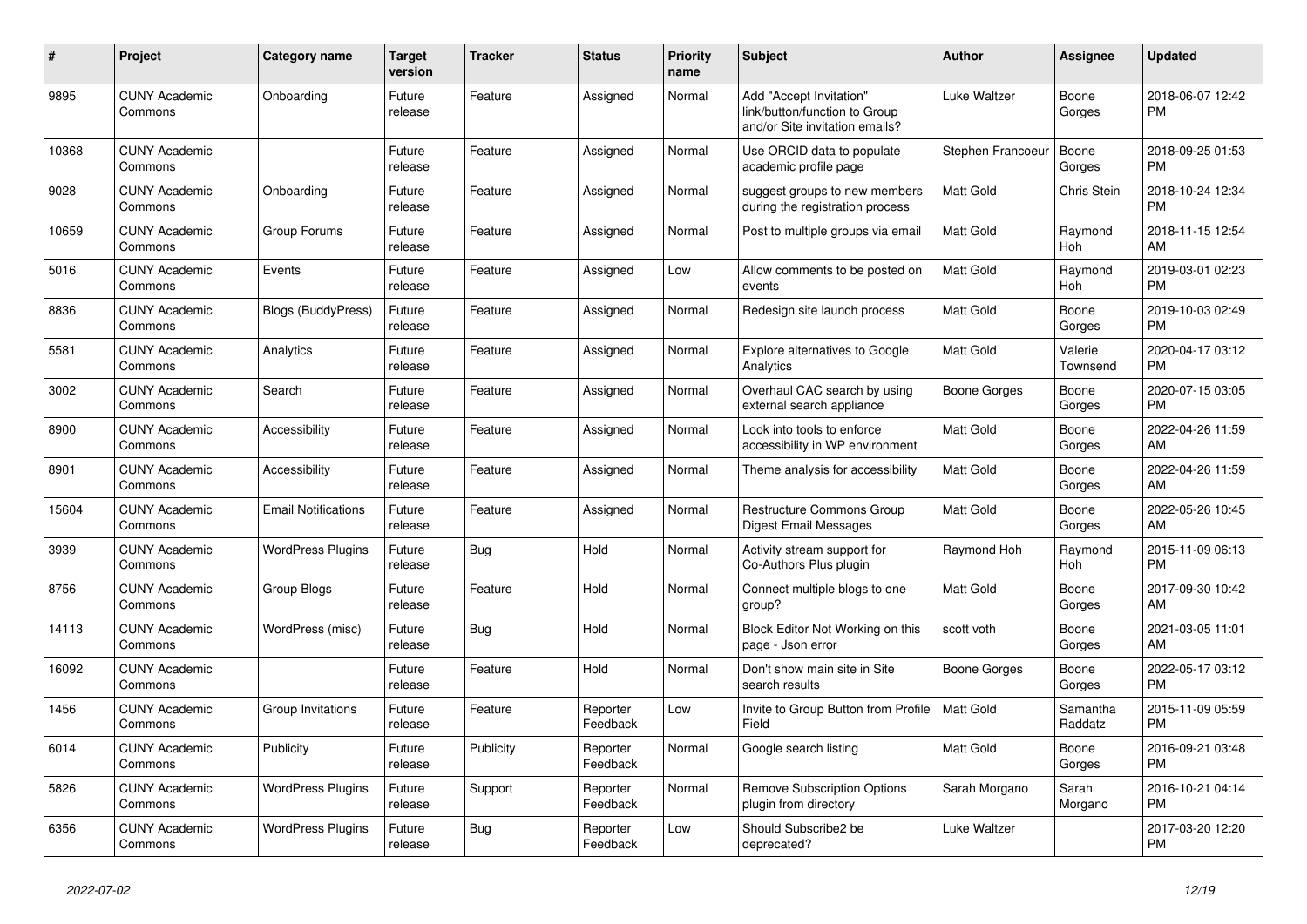| # | Project | Category name | Target version | Tracker | Status | Priority name | Subject | Author | Assignee | Updated |
|---|---|---|---|---|---|---|---|---|---|---|
| 9895 | CUNY Academic Commons | Onboarding | Future release | Feature | Assigned | Normal | Add "Accept Invitation" link/button/function to Group and/or Site invitation emails? | Luke Waltzer | Boone Gorges | 2018-06-07 12:42 PM |
| 10368 | CUNY Academic Commons | | Future release | Feature | Assigned | Normal | Use ORCID data to populate academic profile page | Stephen Francoeur | Boone Gorges | 2018-09-25 01:53 PM |
| 9028 | CUNY Academic Commons | Onboarding | Future release | Feature | Assigned | Normal | suggest groups to new members during the registration process | Matt Gold | Chris Stein | 2018-10-24 12:34 PM |
| 10659 | CUNY Academic Commons | Group Forums | Future release | Feature | Assigned | Normal | Post to multiple groups via email | Matt Gold | Raymond Hoh | 2018-11-15 12:54 AM |
| 5016 | CUNY Academic Commons | Events | Future release | Feature | Assigned | Low | Allow comments to be posted on events | Matt Gold | Raymond Hoh | 2019-03-01 02:23 PM |
| 8836 | CUNY Academic Commons | Blogs (BuddyPress) | Future release | Feature | Assigned | Normal | Redesign site launch process | Matt Gold | Boone Gorges | 2019-10-03 02:49 PM |
| 5581 | CUNY Academic Commons | Analytics | Future release | Feature | Assigned | Normal | Explore alternatives to Google Analytics | Matt Gold | Valerie Townsend | 2020-04-17 03:12 PM |
| 3002 | CUNY Academic Commons | Search | Future release | Feature | Assigned | Normal | Overhaul CAC search by using external search appliance | Boone Gorges | Boone Gorges | 2020-07-15 03:05 PM |
| 8900 | CUNY Academic Commons | Accessibility | Future release | Feature | Assigned | Normal | Look into tools to enforce accessibility in WP environment | Matt Gold | Boone Gorges | 2022-04-26 11:59 AM |
| 8901 | CUNY Academic Commons | Accessibility | Future release | Feature | Assigned | Normal | Theme analysis for accessibility | Matt Gold | Boone Gorges | 2022-04-26 11:59 AM |
| 15604 | CUNY Academic Commons | Email Notifications | Future release | Feature | Assigned | Normal | Restructure Commons Group Digest Email Messages | Matt Gold | Boone Gorges | 2022-05-26 10:45 AM |
| 3939 | CUNY Academic Commons | WordPress Plugins | Future release | Bug | Hold | Normal | Activity stream support for Co-Authors Plus plugin | Raymond Hoh | Raymond Hoh | 2015-11-09 06:13 PM |
| 8756 | CUNY Academic Commons | Group Blogs | Future release | Feature | Hold | Normal | Connect multiple blogs to one group? | Matt Gold | Boone Gorges | 2017-09-30 10:42 AM |
| 14113 | CUNY Academic Commons | WordPress (misc) | Future release | Bug | Hold | Normal | Block Editor Not Working on this page - Json error | scott voth | Boone Gorges | 2021-03-05 11:01 AM |
| 16092 | CUNY Academic Commons | | Future release | Feature | Hold | Normal | Don't show main site in Site search results | Boone Gorges | Boone Gorges | 2022-05-17 03:12 PM |
| 1456 | CUNY Academic Commons | Group Invitations | Future release | Feature | Reporter Feedback | Low | Invite to Group Button from Profile Field | Matt Gold | Samantha Raddatz | 2015-11-09 05:59 PM |
| 6014 | CUNY Academic Commons | Publicity | Future release | Publicity | Reporter Feedback | Normal | Google search listing | Matt Gold | Boone Gorges | 2016-09-21 03:48 PM |
| 5826 | CUNY Academic Commons | WordPress Plugins | Future release | Support | Reporter Feedback | Normal | Remove Subscription Options plugin from directory | Sarah Morgano | Sarah Morgano | 2016-10-21 04:14 PM |
| 6356 | CUNY Academic Commons | WordPress Plugins | Future release | Bug | Reporter Feedback | Low | Should Subscribe2 be deprecated? | Luke Waltzer | | 2017-03-20 12:20 PM |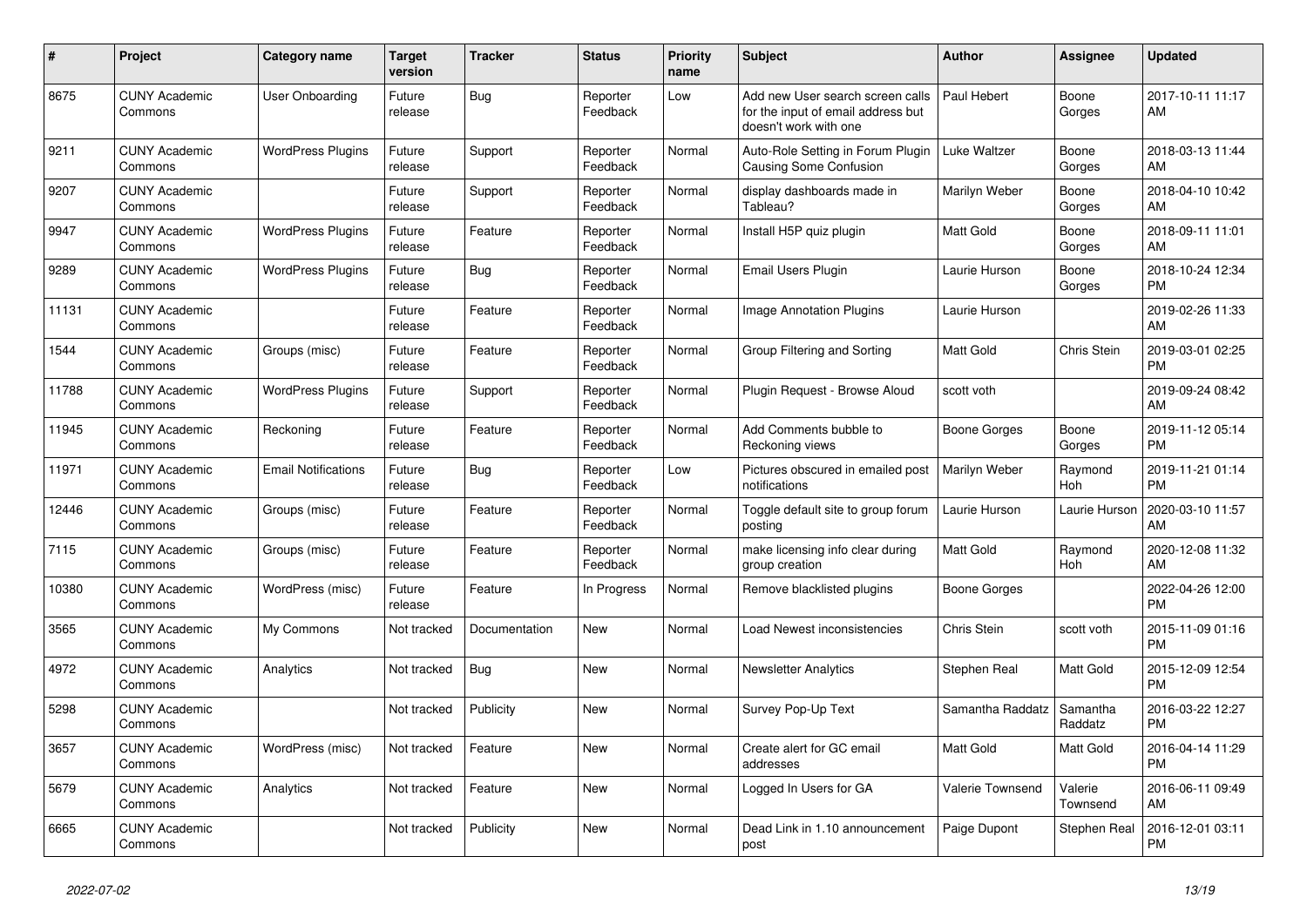| # | Project | Category name | Target version | Tracker | Status | Priority name | Subject | Author | Assignee | Updated |
|---|---|---|---|---|---|---|---|---|---|---|
| 8675 | CUNY Academic Commons | User Onboarding | Future release | Bug | Reporter Feedback | Low | Add new User search screen calls for the input of email address but doesn't work with one | Paul Hebert | Boone Gorges | 2017-10-11 11:17 AM |
| 9211 | CUNY Academic Commons | WordPress Plugins | Future release | Support | Reporter Feedback | Normal | Auto-Role Setting in Forum Plugin Causing Some Confusion | Luke Waltzer | Boone Gorges | 2018-03-13 11:44 AM |
| 9207 | CUNY Academic Commons | | Future release | Support | Reporter Feedback | Normal | display dashboards made in Tableau? | Marilyn Weber | Boone Gorges | 2018-04-10 10:42 AM |
| 9947 | CUNY Academic Commons | WordPress Plugins | Future release | Feature | Reporter Feedback | Normal | Install H5P quiz plugin | Matt Gold | Boone Gorges | 2018-09-11 11:01 AM |
| 9289 | CUNY Academic Commons | WordPress Plugins | Future release | Bug | Reporter Feedback | Normal | Email Users Plugin | Laurie Hurson | Boone Gorges | 2018-10-24 12:34 PM |
| 11131 | CUNY Academic Commons | | Future release | Feature | Reporter Feedback | Normal | Image Annotation Plugins | Laurie Hurson | | 2019-02-26 11:33 AM |
| 1544 | CUNY Academic Commons | Groups (misc) | Future release | Feature | Reporter Feedback | Normal | Group Filtering and Sorting | Matt Gold | Chris Stein | 2019-03-01 02:25 PM |
| 11788 | CUNY Academic Commons | WordPress Plugins | Future release | Support | Reporter Feedback | Normal | Plugin Request - Browse Aloud | scott voth | | 2019-09-24 08:42 AM |
| 11945 | CUNY Academic Commons | Reckoning | Future release | Feature | Reporter Feedback | Normal | Add Comments bubble to Reckoning views | Boone Gorges | Boone Gorges | 2019-11-12 05:14 PM |
| 11971 | CUNY Academic Commons | Email Notifications | Future release | Bug | Reporter Feedback | Low | Pictures obscured in emailed post notifications | Marilyn Weber | Raymond Hoh | 2019-11-21 01:14 PM |
| 12446 | CUNY Academic Commons | Groups (misc) | Future release | Feature | Reporter Feedback | Normal | Toggle default site to group forum posting | Laurie Hurson | Laurie Hurson | 2020-03-10 11:57 AM |
| 7115 | CUNY Academic Commons | Groups (misc) | Future release | Feature | Reporter Feedback | Normal | make licensing info clear during group creation | Matt Gold | Raymond Hoh | 2020-12-08 11:32 AM |
| 10380 | CUNY Academic Commons | WordPress (misc) | Future release | Feature | In Progress | Normal | Remove blacklisted plugins | Boone Gorges | | 2022-04-26 12:00 PM |
| 3565 | CUNY Academic Commons | My Commons | Not tracked | Documentation | New | Normal | Load Newest inconsistencies | Chris Stein | scott voth | 2015-11-09 01:16 PM |
| 4972 | CUNY Academic Commons | Analytics | Not tracked | Bug | New | Normal | Newsletter Analytics | Stephen Real | Matt Gold | 2015-12-09 12:54 PM |
| 5298 | CUNY Academic Commons | | Not tracked | Publicity | New | Normal | Survey Pop-Up Text | Samantha Raddatz | Samantha Raddatz | 2016-03-22 12:27 PM |
| 3657 | CUNY Academic Commons | WordPress (misc) | Not tracked | Feature | New | Normal | Create alert for GC email addresses | Matt Gold | Matt Gold | 2016-04-14 11:29 PM |
| 5679 | CUNY Academic Commons | Analytics | Not tracked | Feature | New | Normal | Logged In Users for GA | Valerie Townsend | Valerie Townsend | 2016-06-11 09:49 AM |
| 6665 | CUNY Academic Commons | | Not tracked | Publicity | New | Normal | Dead Link in 1.10 announcement post | Paige Dupont | Stephen Real | 2016-12-01 03:11 PM |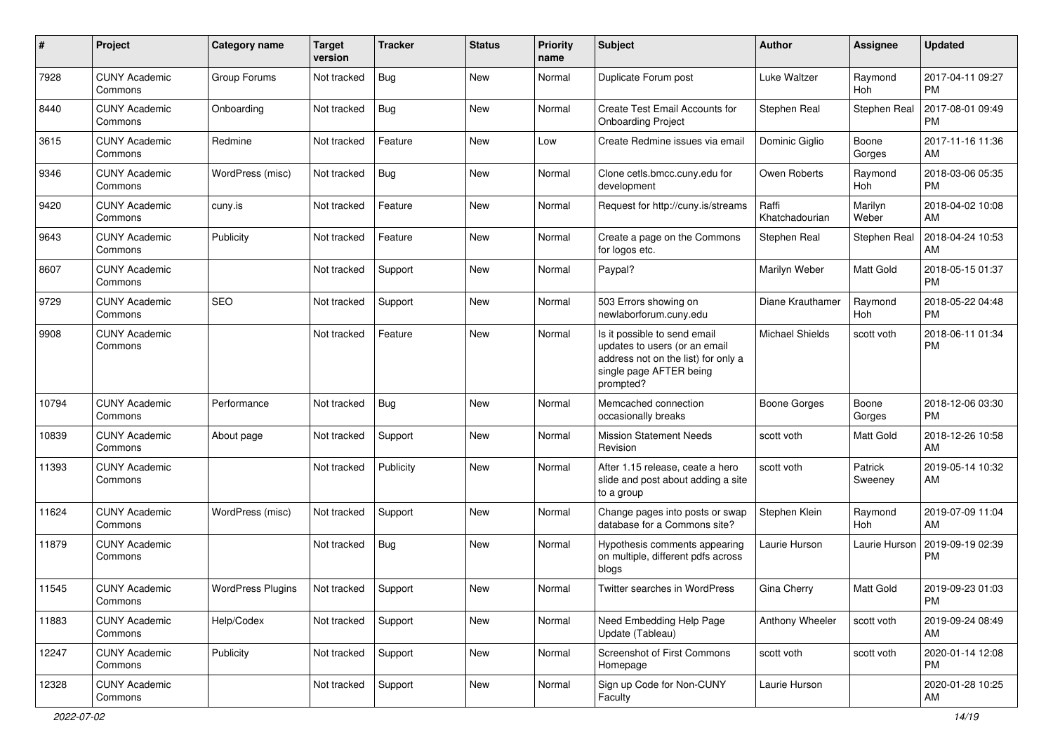| # | Project | Category name | Target version | Tracker | Status | Priority name | Subject | Author | Assignee | Updated |
|---|---|---|---|---|---|---|---|---|---|---|
| 7928 | CUNY Academic Commons | Group Forums | Not tracked | Bug | New | Normal | Duplicate Forum post | Luke Waltzer | Raymond Hoh | 2017-04-11 09:27 PM |
| 8440 | CUNY Academic Commons | Onboarding | Not tracked | Bug | New | Normal | Create Test Email Accounts for Onboarding Project | Stephen Real | Stephen Real | 2017-08-01 09:49 PM |
| 3615 | CUNY Academic Commons | Redmine | Not tracked | Feature | New | Low | Create Redmine issues via email | Dominic Giglio | Boone Gorges | 2017-11-16 11:36 AM |
| 9346 | CUNY Academic Commons | WordPress (misc) | Not tracked | Bug | New | Normal | Clone cetls.bmcc.cuny.edu for development | Owen Roberts | Raymond Hoh | 2018-03-06 05:35 PM |
| 9420 | CUNY Academic Commons | cuny.is | Not tracked | Feature | New | Normal | Request for http://cuny.is/streams | Raffi Khatchadourian | Marilyn Weber | 2018-04-02 10:08 AM |
| 9643 | CUNY Academic Commons | Publicity | Not tracked | Feature | New | Normal | Create a page on the Commons for logos etc. | Stephen Real | Stephen Real | 2018-04-24 10:53 AM |
| 8607 | CUNY Academic Commons | | Not tracked | Support | New | Normal | Paypal? | Marilyn Weber | Matt Gold | 2018-05-15 01:37 PM |
| 9729 | CUNY Academic Commons | SEO | Not tracked | Support | New | Normal | 503 Errors showing on newlaborforum.cuny.edu | Diane Krauthamer | Raymond Hoh | 2018-05-22 04:48 PM |
| 9908 | CUNY Academic Commons | | Not tracked | Feature | New | Normal | Is it possible to send email updates to users (or an email address not on the list) for only a single page AFTER being prompted? | Michael Shields | scott voth | 2018-06-11 01:34 PM |
| 10794 | CUNY Academic Commons | Performance | Not tracked | Bug | New | Normal | Memcached connection occasionally breaks | Boone Gorges | Boone Gorges | 2018-12-06 03:30 PM |
| 10839 | CUNY Academic Commons | About page | Not tracked | Support | New | Normal | Mission Statement Needs Revision | scott voth | Matt Gold | 2018-12-26 10:58 AM |
| 11393 | CUNY Academic Commons | | Not tracked | Publicity | New | Normal | After 1.15 release, ceate a hero slide and post about adding a site to a group | scott voth | Patrick Sweeney | 2019-05-14 10:32 AM |
| 11624 | CUNY Academic Commons | WordPress (misc) | Not tracked | Support | New | Normal | Change pages into posts or swap database for a Commons site? | Stephen Klein | Raymond Hoh | 2019-07-09 11:04 AM |
| 11879 | CUNY Academic Commons | | Not tracked | Bug | New | Normal | Hypothesis comments appearing on multiple, different pdfs across blogs | Laurie Hurson | Laurie Hurson | 2019-09-19 02:39 PM |
| 11545 | CUNY Academic Commons | WordPress Plugins | Not tracked | Support | New | Normal | Twitter searches in WordPress | Gina Cherry | Matt Gold | 2019-09-23 01:03 PM |
| 11883 | CUNY Academic Commons | Help/Codex | Not tracked | Support | New | Normal | Need Embedding Help Page Update (Tableau) | Anthony Wheeler | scott voth | 2019-09-24 08:49 AM |
| 12247 | CUNY Academic Commons | Publicity | Not tracked | Support | New | Normal | Screenshot of First Commons Homepage | scott voth | scott voth | 2020-01-14 12:08 PM |
| 12328 | CUNY Academic Commons | | Not tracked | Support | New | Normal | Sign up Code for Non-CUNY Faculty | Laurie Hurson | | 2020-01-28 10:25 AM |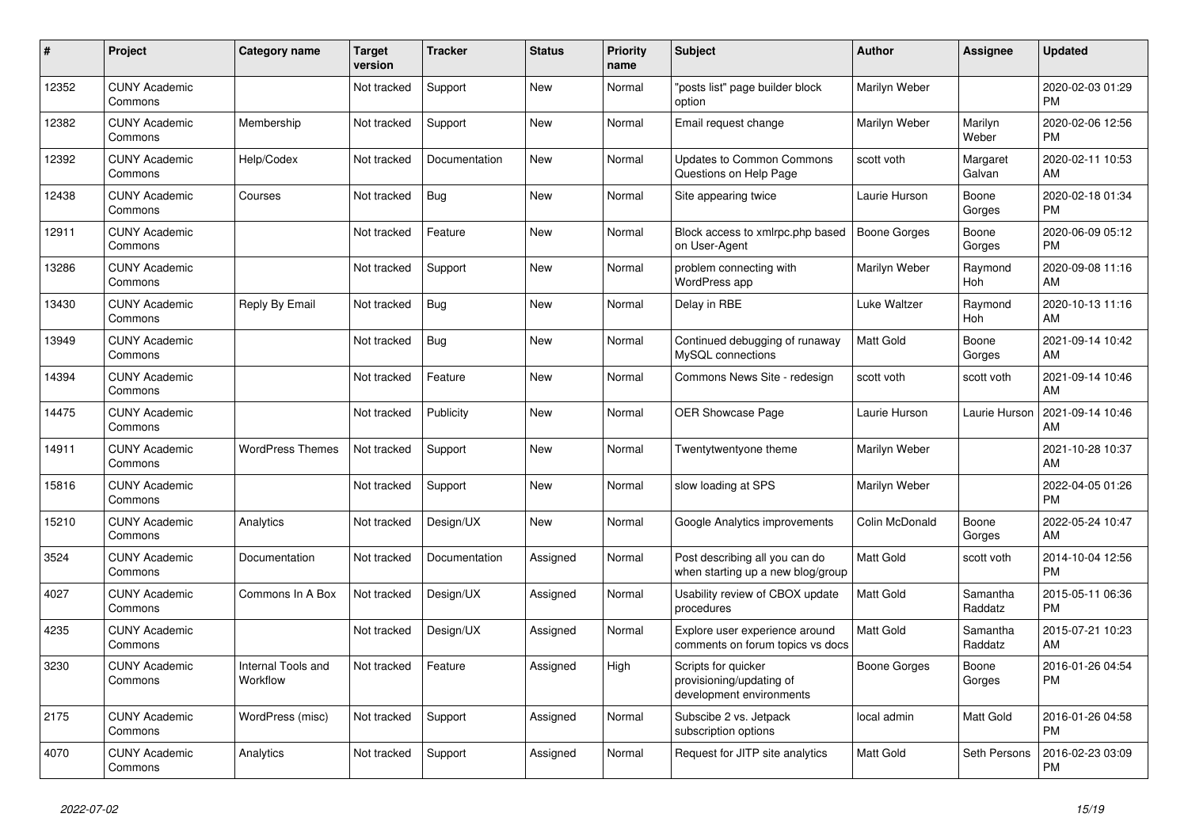| # | Project | Category name | Target version | Tracker | Status | Priority name | Subject | Author | Assignee | Updated |
|---|---|---|---|---|---|---|---|---|---|---|
| 12352 | CUNY Academic Commons | | Not tracked | Support | New | Normal | "posts list" page builder block option | Marilyn Weber | | 2020-02-03 01:29 PM |
| 12382 | CUNY Academic Commons | Membership | Not tracked | Support | New | Normal | Email request change | Marilyn Weber | Marilyn Weber | 2020-02-06 12:56 PM |
| 12392 | CUNY Academic Commons | Help/Codex | Not tracked | Documentation | New | Normal | Updates to Common Commons Questions on Help Page | scott voth | Margaret Galvan | 2020-02-11 10:53 AM |
| 12438 | CUNY Academic Commons | Courses | Not tracked | Bug | New | Normal | Site appearing twice | Laurie Hurson | Boone Gorges | 2020-02-18 01:34 PM |
| 12911 | CUNY Academic Commons | | Not tracked | Feature | New | Normal | Block access to xmlrpc.php based on User-Agent | Boone Gorges | Boone Gorges | 2020-06-09 05:12 PM |
| 13286 | CUNY Academic Commons | | Not tracked | Support | New | Normal | problem connecting with WordPress app | Marilyn Weber | Raymond Hoh | 2020-09-08 11:16 AM |
| 13430 | CUNY Academic Commons | Reply By Email | Not tracked | Bug | New | Normal | Delay in RBE | Luke Waltzer | Raymond Hoh | 2020-10-13 11:16 AM |
| 13949 | CUNY Academic Commons | | Not tracked | Bug | New | Normal | Continued debugging of runaway MySQL connections | Matt Gold | Boone Gorges | 2021-09-14 10:42 AM |
| 14394 | CUNY Academic Commons | | Not tracked | Feature | New | Normal | Commons News Site - redesign | scott voth | scott voth | 2021-09-14 10:46 AM |
| 14475 | CUNY Academic Commons | | Not tracked | Publicity | New | Normal | OER Showcase Page | Laurie Hurson | Laurie Hurson | 2021-09-14 10:46 AM |
| 14911 | CUNY Academic Commons | WordPress Themes | Not tracked | Support | New | Normal | Twentytwentyone theme | Marilyn Weber | | 2021-10-28 10:37 AM |
| 15816 | CUNY Academic Commons | | Not tracked | Support | New | Normal | slow loading at SPS | Marilyn Weber | | 2022-04-05 01:26 PM |
| 15210 | CUNY Academic Commons | Analytics | Not tracked | Design/UX | New | Normal | Google Analytics improvements | Colin McDonald | Boone Gorges | 2022-05-24 10:47 AM |
| 3524 | CUNY Academic Commons | Documentation | Not tracked | Documentation | Assigned | Normal | Post describing all you can do when starting up a new blog/group | Matt Gold | scott voth | 2014-10-04 12:56 PM |
| 4027 | CUNY Academic Commons | Commons In A Box | Not tracked | Design/UX | Assigned | Normal | Usability review of CBOX update procedures | Matt Gold | Samantha Raddatz | 2015-05-11 06:36 PM |
| 4235 | CUNY Academic Commons | | Not tracked | Design/UX | Assigned | Normal | Explore user experience around comments on forum topics vs docs | Matt Gold | Samantha Raddatz | 2015-07-21 10:23 AM |
| 3230 | CUNY Academic Commons | Internal Tools and Workflow | Not tracked | Feature | Assigned | High | Scripts for quicker provisioning/updating of development environments | Boone Gorges | Boone Gorges | 2016-01-26 04:54 PM |
| 2175 | CUNY Academic Commons | WordPress (misc) | Not tracked | Support | Assigned | Normal | Subscibe 2 vs. Jetpack subscription options | local admin | Matt Gold | 2016-01-26 04:58 PM |
| 4070 | CUNY Academic Commons | Analytics | Not tracked | Support | Assigned | Normal | Request for JITP site analytics | Matt Gold | Seth Persons | 2016-02-23 03:09 PM |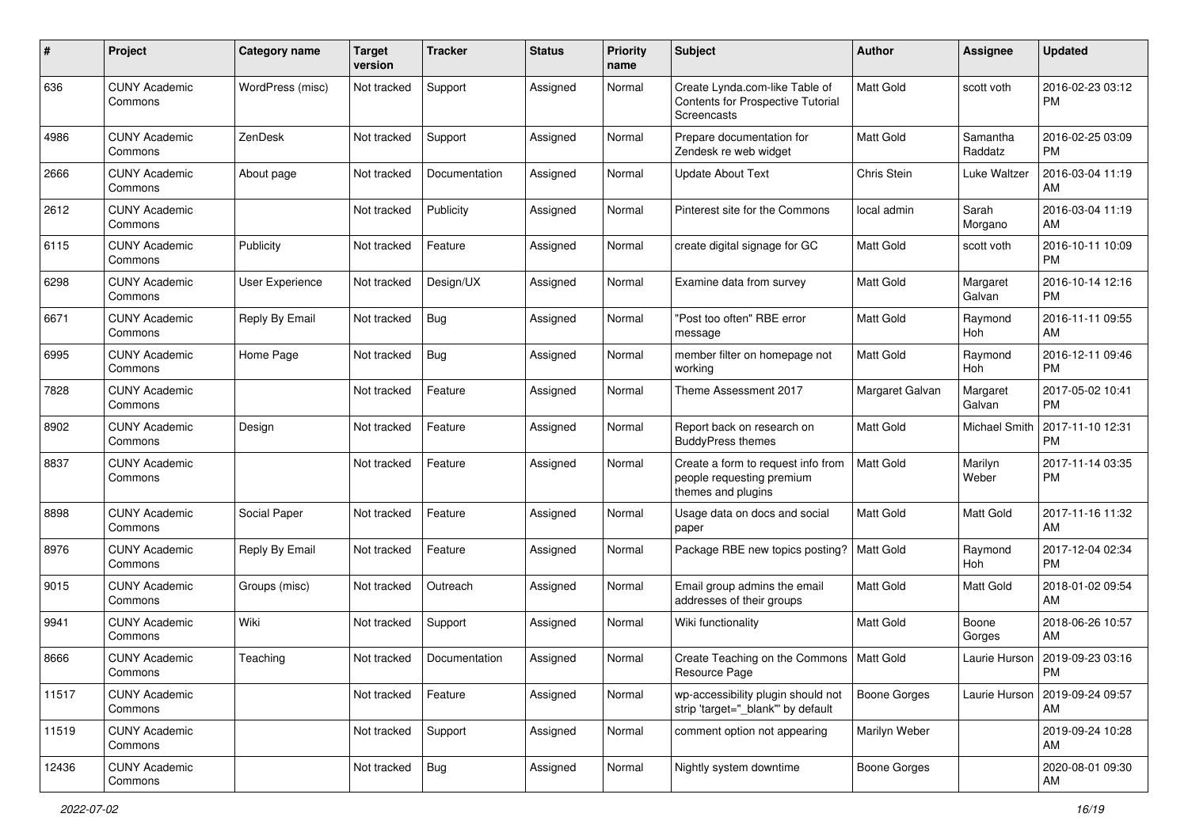| # | Project | Category name | Target version | Tracker | Status | Priority name | Subject | Author | Assignee | Updated |
|---|---|---|---|---|---|---|---|---|---|---|
| 636 | CUNY Academic Commons | WordPress (misc) | Not tracked | Support | Assigned | Normal | Create Lynda.com-like Table of Contents for Prospective Tutorial Screencasts | Matt Gold | scott voth | 2016-02-23 03:12 PM |
| 4986 | CUNY Academic Commons | ZenDesk | Not tracked | Support | Assigned | Normal | Prepare documentation for Zendesk re web widget | Matt Gold | Samantha Raddatz | 2016-02-25 03:09 PM |
| 2666 | CUNY Academic Commons | About page | Not tracked | Documentation | Assigned | Normal | Update About Text | Chris Stein | Luke Waltzer | 2016-03-04 11:19 AM |
| 2612 | CUNY Academic Commons | | Not tracked | Publicity | Assigned | Normal | Pinterest site for the Commons | local admin | Sarah Morgano | 2016-03-04 11:19 AM |
| 6115 | CUNY Academic Commons | Publicity | Not tracked | Feature | Assigned | Normal | create digital signage for GC | Matt Gold | scott voth | 2016-10-11 10:09 PM |
| 6298 | CUNY Academic Commons | User Experience | Not tracked | Design/UX | Assigned | Normal | Examine data from survey | Matt Gold | Margaret Galvan | 2016-10-14 12:16 PM |
| 6671 | CUNY Academic Commons | Reply By Email | Not tracked | Bug | Assigned | Normal | "Post too often" RBE error message | Matt Gold | Raymond Hoh | 2016-11-11 09:55 AM |
| 6995 | CUNY Academic Commons | Home Page | Not tracked | Bug | Assigned | Normal | member filter on homepage not working | Matt Gold | Raymond Hoh | 2016-12-11 09:46 PM |
| 7828 | CUNY Academic Commons | | Not tracked | Feature | Assigned | Normal | Theme Assessment 2017 | Margaret Galvan | Margaret Galvan | 2017-05-02 10:41 PM |
| 8902 | CUNY Academic Commons | Design | Not tracked | Feature | Assigned | Normal | Report back on research on BuddyPress themes | Matt Gold | Michael Smith | 2017-11-10 12:31 PM |
| 8837 | CUNY Academic Commons | | Not tracked | Feature | Assigned | Normal | Create a form to request info from people requesting premium themes and plugins | Matt Gold | Marilyn Weber | 2017-11-14 03:35 PM |
| 8898 | CUNY Academic Commons | Social Paper | Not tracked | Feature | Assigned | Normal | Usage data on docs and social paper | Matt Gold | Matt Gold | 2017-11-16 11:32 AM |
| 8976 | CUNY Academic Commons | Reply By Email | Not tracked | Feature | Assigned | Normal | Package RBE new topics posting? | Matt Gold | Raymond Hoh | 2017-12-04 02:34 PM |
| 9015 | CUNY Academic Commons | Groups (misc) | Not tracked | Outreach | Assigned | Normal | Email group admins the email addresses of their groups | Matt Gold | Matt Gold | 2018-01-02 09:54 AM |
| 9941 | CUNY Academic Commons | Wiki | Not tracked | Support | Assigned | Normal | Wiki functionality | Matt Gold | Boone Gorges | 2018-06-26 10:57 AM |
| 8666 | CUNY Academic Commons | Teaching | Not tracked | Documentation | Assigned | Normal | Create Teaching on the Commons Resource Page | Matt Gold | Laurie Hurson | 2019-09-23 03:16 PM |
| 11517 | CUNY Academic Commons | | Not tracked | Feature | Assigned | Normal | wp-accessibility plugin should not strip 'target="_blank"' by default | Boone Gorges | Laurie Hurson | 2019-09-24 09:57 AM |
| 11519 | CUNY Academic Commons | | Not tracked | Support | Assigned | Normal | comment option not appearing | Marilyn Weber | | 2019-09-24 10:28 AM |
| 12436 | CUNY Academic Commons | | Not tracked | Bug | Assigned | Normal | Nightly system downtime | Boone Gorges | | 2020-08-01 09:30 AM |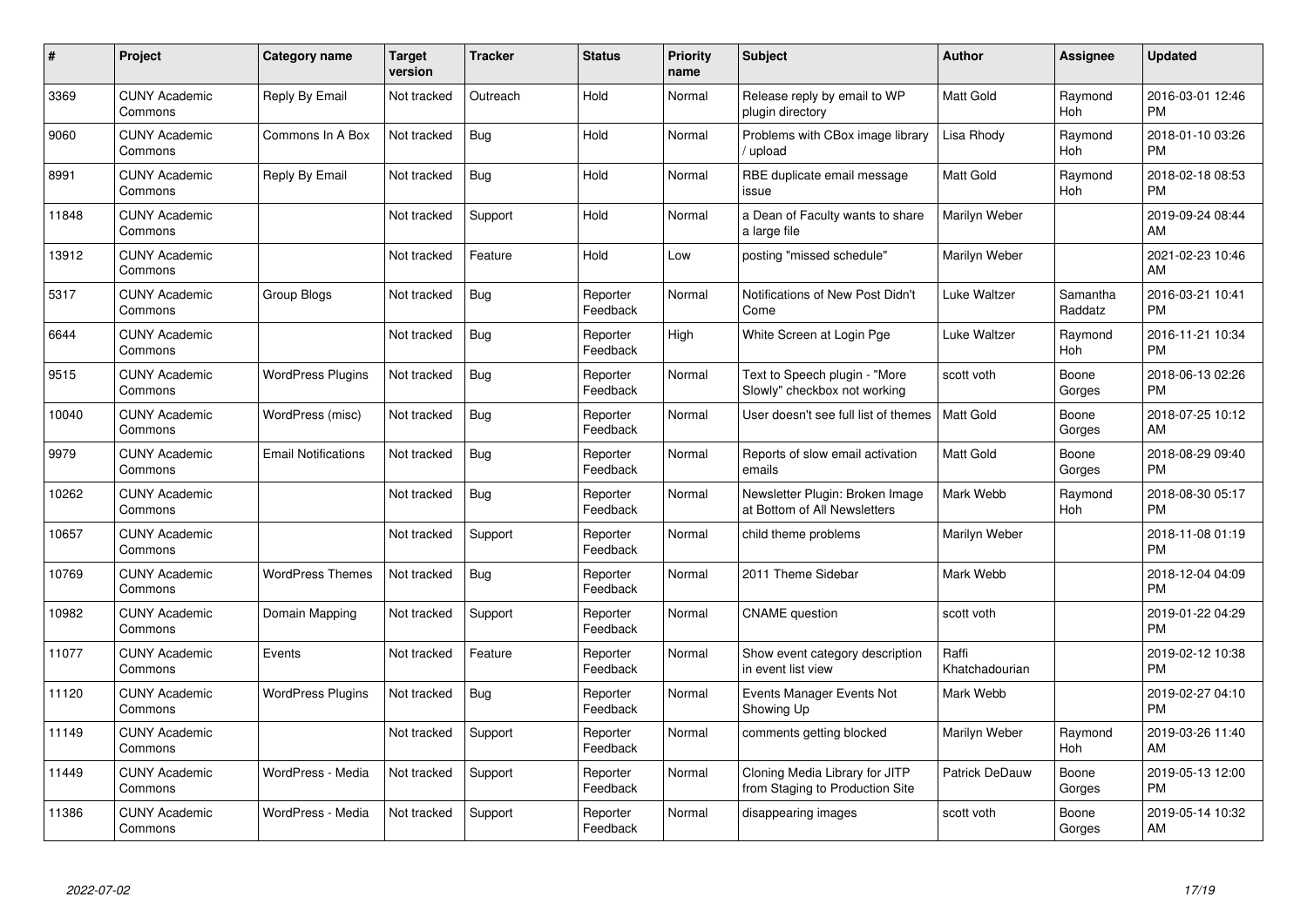| # | Project | Category name | Target version | Tracker | Status | Priority name | Subject | Author | Assignee | Updated |
|---|---|---|---|---|---|---|---|---|---|---|
| 3369 | CUNY Academic Commons | Reply By Email | Not tracked | Outreach | Hold | Normal | Release reply by email to WP plugin directory | Matt Gold | Raymond Hoh | 2016-03-01 12:46 PM |
| 9060 | CUNY Academic Commons | Commons In A Box | Not tracked | Bug | Hold | Normal | Problems with CBox image library / upload | Lisa Rhody | Raymond Hoh | 2018-01-10 03:26 PM |
| 8991 | CUNY Academic Commons | Reply By Email | Not tracked | Bug | Hold | Normal | RBE duplicate email message issue | Matt Gold | Raymond Hoh | 2018-02-18 08:53 PM |
| 11848 | CUNY Academic Commons | | Not tracked | Support | Hold | Normal | a Dean of Faculty wants to share a large file | Marilyn Weber | | 2019-09-24 08:44 AM |
| 13912 | CUNY Academic Commons | | Not tracked | Feature | Hold | Low | posting "missed schedule" | Marilyn Weber | | 2021-02-23 10:46 AM |
| 5317 | CUNY Academic Commons | Group Blogs | Not tracked | Bug | Reporter Feedback | Normal | Notifications of New Post Didn't Come | Luke Waltzer | Samantha Raddatz | 2016-03-21 10:41 PM |
| 6644 | CUNY Academic Commons | | Not tracked | Bug | Reporter Feedback | High | White Screen at Login Pge | Luke Waltzer | Raymond Hoh | 2016-11-21 10:34 PM |
| 9515 | CUNY Academic Commons | WordPress Plugins | Not tracked | Bug | Reporter Feedback | Normal | Text to Speech plugin - "More Slowly" checkbox not working | scott voth | Boone Gorges | 2018-06-13 02:26 PM |
| 10040 | CUNY Academic Commons | WordPress (misc) | Not tracked | Bug | Reporter Feedback | Normal | User doesn't see full list of themes | Matt Gold | Boone Gorges | 2018-07-25 10:12 AM |
| 9979 | CUNY Academic Commons | Email Notifications | Not tracked | Bug | Reporter Feedback | Normal | Reports of slow email activation emails | Matt Gold | Boone Gorges | 2018-08-29 09:40 PM |
| 10262 | CUNY Academic Commons | | Not tracked | Bug | Reporter Feedback | Normal | Newsletter Plugin: Broken Image at Bottom of All Newsletters | Mark Webb | Raymond Hoh | 2018-08-30 05:17 PM |
| 10657 | CUNY Academic Commons | | Not tracked | Support | Reporter Feedback | Normal | child theme problems | Marilyn Weber | | 2018-11-08 01:19 PM |
| 10769 | CUNY Academic Commons | WordPress Themes | Not tracked | Bug | Reporter Feedback | Normal | 2011 Theme Sidebar | Mark Webb | | 2018-12-04 04:09 PM |
| 10982 | CUNY Academic Commons | Domain Mapping | Not tracked | Support | Reporter Feedback | Normal | CNAME question | scott voth | | 2019-01-22 04:29 PM |
| 11077 | CUNY Academic Commons | Events | Not tracked | Feature | Reporter Feedback | Normal | Show event category description in event list view | Raffi Khatchadourian | | 2019-02-12 10:38 PM |
| 11120 | CUNY Academic Commons | WordPress Plugins | Not tracked | Bug | Reporter Feedback | Normal | Events Manager Events Not Showing Up | Mark Webb | | 2019-02-27 04:10 PM |
| 11149 | CUNY Academic Commons | | Not tracked | Support | Reporter Feedback | Normal | comments getting blocked | Marilyn Weber | Raymond Hoh | 2019-03-26 11:40 AM |
| 11449 | CUNY Academic Commons | WordPress - Media | Not tracked | Support | Reporter Feedback | Normal | Cloning Media Library for JITP from Staging to Production Site | Patrick DeDauw | Boone Gorges | 2019-05-13 12:00 PM |
| 11386 | CUNY Academic Commons | WordPress - Media | Not tracked | Support | Reporter Feedback | Normal | disappearing images | scott voth | Boone Gorges | 2019-05-14 10:32 AM |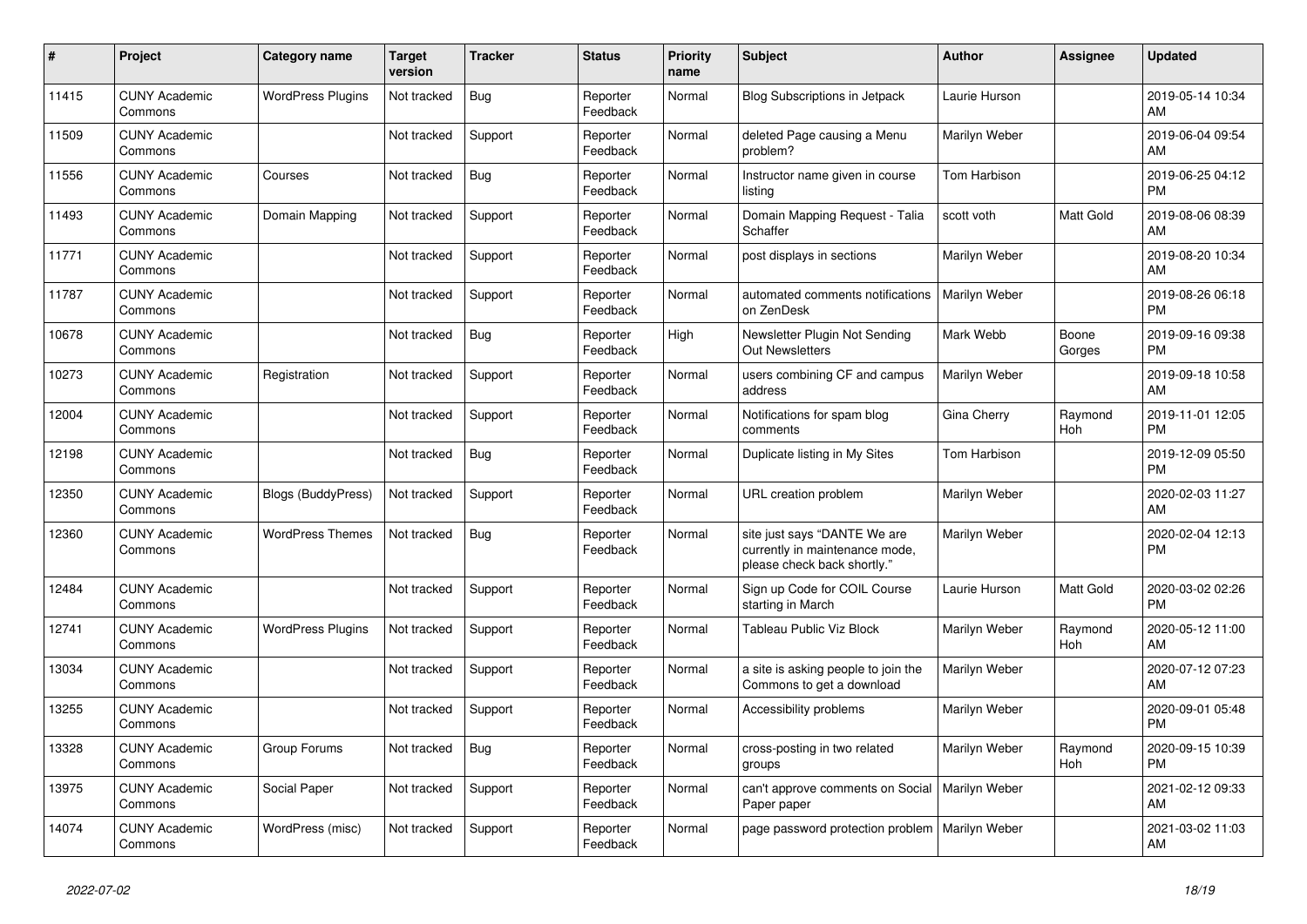| # | Project | Category name | Target version | Tracker | Status | Priority name | Subject | Author | Assignee | Updated |
|---|---|---|---|---|---|---|---|---|---|---|
| 11415 | CUNY Academic Commons | WordPress Plugins | Not tracked | Bug | Reporter Feedback | Normal | Blog Subscriptions in Jetpack | Laurie Hurson | | 2019-05-14 10:34 AM |
| 11509 | CUNY Academic Commons | | Not tracked | Support | Reporter Feedback | Normal | deleted Page causing a Menu problem? | Marilyn Weber | | 2019-06-04 09:54 AM |
| 11556 | CUNY Academic Commons | Courses | Not tracked | Bug | Reporter Feedback | Normal | Instructor name given in course listing | Tom Harbison | | 2019-06-25 04:12 PM |
| 11493 | CUNY Academic Commons | Domain Mapping | Not tracked | Support | Reporter Feedback | Normal | Domain Mapping Request - Talia Schaffer | scott voth | Matt Gold | 2019-08-06 08:39 AM |
| 11771 | CUNY Academic Commons | | Not tracked | Support | Reporter Feedback | Normal | post displays in sections | Marilyn Weber | | 2019-08-20 10:34 AM |
| 11787 | CUNY Academic Commons | | Not tracked | Support | Reporter Feedback | Normal | automated comments notifications on ZenDesk | Marilyn Weber | | 2019-08-26 06:18 PM |
| 10678 | CUNY Academic Commons | | Not tracked | Bug | Reporter Feedback | High | Newsletter Plugin Not Sending Out Newsletters | Mark Webb | Boone Gorges | 2019-09-16 09:38 PM |
| 10273 | CUNY Academic Commons | Registration | Not tracked | Support | Reporter Feedback | Normal | users combining CF and campus address | Marilyn Weber | | 2019-09-18 10:58 AM |
| 12004 | CUNY Academic Commons | | Not tracked | Support | Reporter Feedback | Normal | Notifications for spam blog comments | Gina Cherry | Raymond Hoh | 2019-11-01 12:05 PM |
| 12198 | CUNY Academic Commons | | Not tracked | Bug | Reporter Feedback | Normal | Duplicate listing in My Sites | Tom Harbison | | 2019-12-09 05:50 PM |
| 12350 | CUNY Academic Commons | Blogs (BuddyPress) | Not tracked | Support | Reporter Feedback | Normal | URL creation problem | Marilyn Weber | | 2020-02-03 11:27 AM |
| 12360 | CUNY Academic Commons | WordPress Themes | Not tracked | Bug | Reporter Feedback | Normal | site just says "DANTE We are currently in maintenance mode, please check back shortly." | Marilyn Weber | | 2020-02-04 12:13 PM |
| 12484 | CUNY Academic Commons | | Not tracked | Support | Reporter Feedback | Normal | Sign up Code for COIL Course starting in March | Laurie Hurson | Matt Gold | 2020-03-02 02:26 PM |
| 12741 | CUNY Academic Commons | WordPress Plugins | Not tracked | Support | Reporter Feedback | Normal | Tableau Public Viz Block | Marilyn Weber | Raymond Hoh | 2020-05-12 11:00 AM |
| 13034 | CUNY Academic Commons | | Not tracked | Support | Reporter Feedback | Normal | a site is asking people to join the Commons to get a download | Marilyn Weber | | 2020-07-12 07:23 AM |
| 13255 | CUNY Academic Commons | | Not tracked | Support | Reporter Feedback | Normal | Accessibility problems | Marilyn Weber | | 2020-09-01 05:48 PM |
| 13328 | CUNY Academic Commons | Group Forums | Not tracked | Bug | Reporter Feedback | Normal | cross-posting in two related groups | Marilyn Weber | Raymond Hoh | 2020-09-15 10:39 PM |
| 13975 | CUNY Academic Commons | Social Paper | Not tracked | Support | Reporter Feedback | Normal | can't approve comments on Social Paper paper | Marilyn Weber | | 2021-02-12 09:33 AM |
| 14074 | CUNY Academic Commons | WordPress (misc) | Not tracked | Support | Reporter Feedback | Normal | page password protection problem | Marilyn Weber | | 2021-03-02 11:03 AM |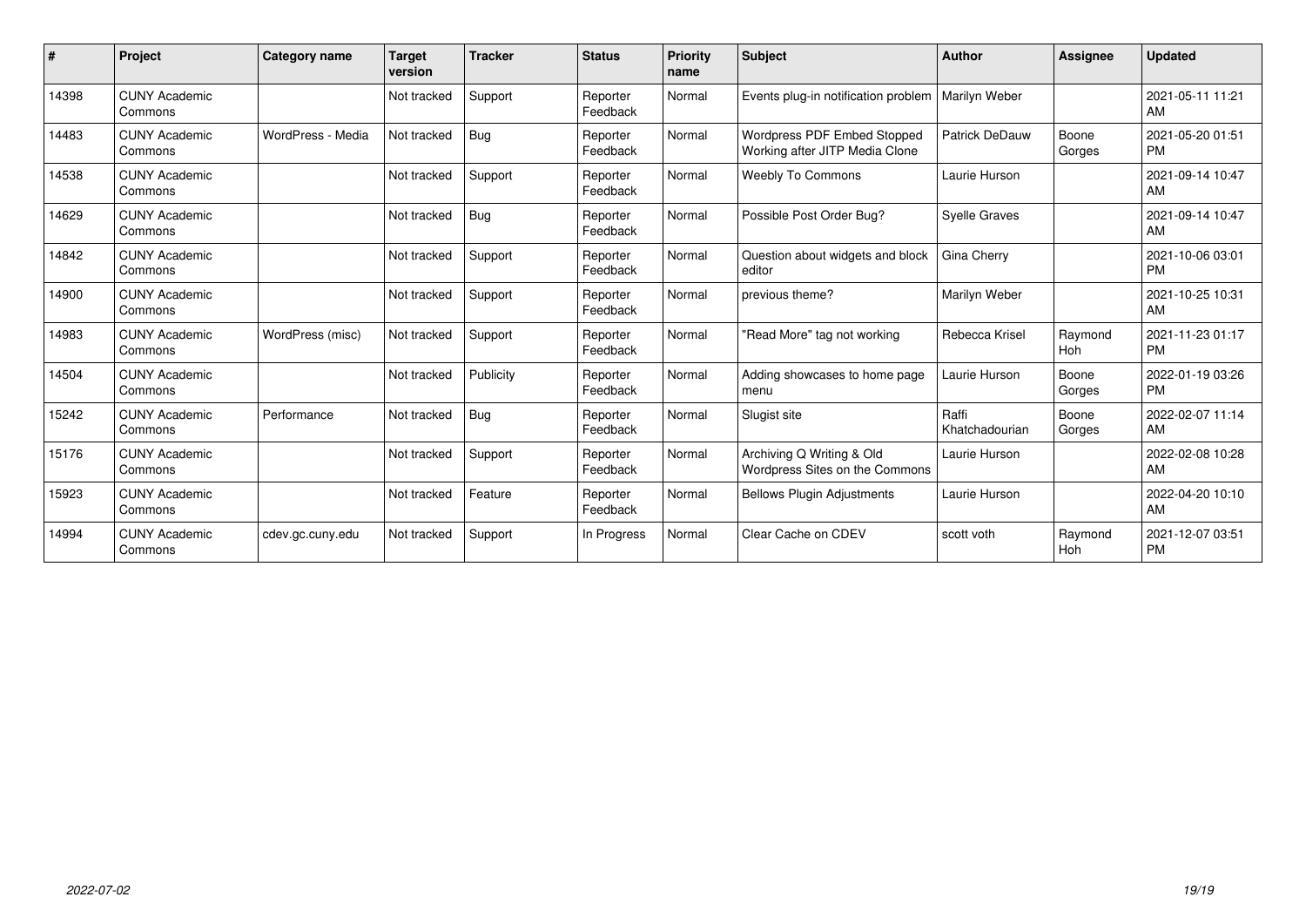| # | Project | Category name | Target version | Tracker | Status | Priority name | Subject | Author | Assignee | Updated |
|---|---|---|---|---|---|---|---|---|---|---|
| 14398 | CUNY Academic Commons | | Not tracked | Support | Reporter Feedback | Normal | Events plug-in notification problem | Marilyn Weber | | 2021-05-11 11:21 AM |
| 14483 | CUNY Academic Commons | WordPress - Media | Not tracked | Bug | Reporter Feedback | Normal | Wordpress PDF Embed Stopped Working after JITP Media Clone | Patrick DeDauw | Boone Gorges | 2021-05-20 01:51 PM |
| 14538 | CUNY Academic Commons | | Not tracked | Support | Reporter Feedback | Normal | Weebly To Commons | Laurie Hurson | | 2021-09-14 10:47 AM |
| 14629 | CUNY Academic Commons | | Not tracked | Bug | Reporter Feedback | Normal | Possible Post Order Bug? | Syelle Graves | | 2021-09-14 10:47 AM |
| 14842 | CUNY Academic Commons | | Not tracked | Support | Reporter Feedback | Normal | Question about widgets and block editor | Gina Cherry | | 2021-10-06 03:01 PM |
| 14900 | CUNY Academic Commons | | Not tracked | Support | Reporter Feedback | Normal | previous theme? | Marilyn Weber | | 2021-10-25 10:31 AM |
| 14983 | CUNY Academic Commons | WordPress (misc) | Not tracked | Support | Reporter Feedback | Normal | "Read More" tag not working | Rebecca Krisel | Raymond Hoh | 2021-11-23 01:17 PM |
| 14504 | CUNY Academic Commons | | Not tracked | Publicity | Reporter Feedback | Normal | Adding showcases to home page menu | Laurie Hurson | Boone Gorges | 2022-01-19 03:26 PM |
| 15242 | CUNY Academic Commons | Performance | Not tracked | Bug | Reporter Feedback | Normal | Slugist site | Raffi Khatchadourian | Boone Gorges | 2022-02-07 11:14 AM |
| 15176 | CUNY Academic Commons | | Not tracked | Support | Reporter Feedback | Normal | Archiving Q Writing & Old Wordpress Sites on the Commons | Laurie Hurson | | 2022-02-08 10:28 AM |
| 15923 | CUNY Academic Commons | | Not tracked | Feature | Reporter Feedback | Normal | Bellows Plugin Adjustments | Laurie Hurson | | 2022-04-20 10:10 AM |
| 14994 | CUNY Academic Commons | cdev.gc.cuny.edu | Not tracked | Support | In Progress | Normal | Clear Cache on CDEV | scott voth | Raymond Hoh | 2021-12-07 03:51 PM |